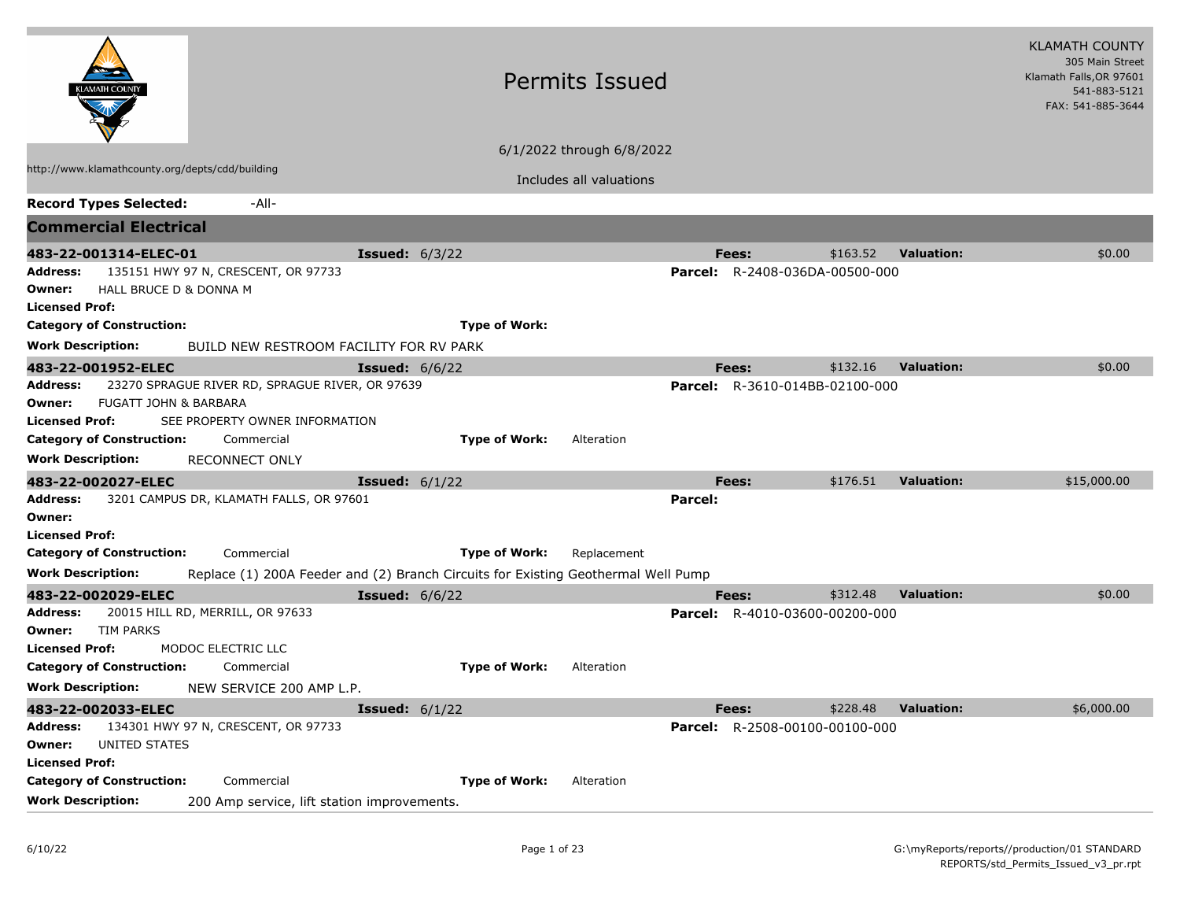# Permits Issued

KLAMATH COUNTY
305 Main Street
Klamath Falls,OR 97601
541-883-5121
FAX: 541-885-3644

6/1/2022 through 6/8/2022

http://www.klamathcounty.org/depts/cdd/building

Includes all valuations

**Record Types Selected:** -All-

## Commercial Electrical

**483-22-001314-ELEC-01** **Issued:** 6/3/22 **Fees:** $163.52 **Valuation:** $0.00

**Address:** 135151 HWY 97 N, CRESCENT, OR 97733 **Parcel:** R-2408-036DA-00500-000
**Owner:** HALL BRUCE D & DONNA M
**Licensed Prof:**
**Category of Construction:** **Type of Work:**
**Work Description:** BUILD NEW RESTROOM FACILITY FOR RV PARK

**483-22-001952-ELEC** **Issued:** 6/6/22 **Fees:** $132.16 **Valuation:** $0.00

**Address:** 23270 SPRAGUE RIVER RD, SPRAGUE RIVER, OR 97639 **Parcel:** R-3610-014BB-02100-000
**Owner:** FUGATT JOHN & BARBARA
**Licensed Prof:** SEE PROPERTY OWNER INFORMATION
**Category of Construction:** Commercial **Type of Work:** Alteration
**Work Description:** RECONNECT ONLY

**483-22-002027-ELEC** **Issued:** 6/1/22 **Fees:** $176.51 **Valuation:** $15,000.00

**Address:** 3201 CAMPUS DR, KLAMATH FALLS, OR 97601 **Parcel:**
**Owner:**
**Licensed Prof:**
**Category of Construction:** Commercial **Type of Work:** Replacement
**Work Description:** Replace (1) 200A Feeder and (2) Branch Circuits for Existing Geothermal Well Pump

**483-22-002029-ELEC** **Issued:** 6/6/22 **Fees:** $312.48 **Valuation:** $0.00

**Address:** 20015 HILL RD, MERRILL, OR 97633 **Parcel:** R-4010-03600-00200-000
**Owner:** TIM PARKS
**Licensed Prof:** MODOC ELECTRIC LLC
**Category of Construction:** Commercial **Type of Work:** Alteration
**Work Description:** NEW SERVICE 200 AMP L.P.

**483-22-002033-ELEC** **Issued:** 6/1/22 **Fees:** $228.48 **Valuation:** $6,000.00

**Address:** 134301 HWY 97 N, CRESCENT, OR 97733 **Parcel:** R-2508-00100-00100-000
**Owner:** UNITED STATES
**Licensed Prof:**
**Category of Construction:** Commercial **Type of Work:** Alteration
**Work Description:** 200 Amp service, lift station improvements.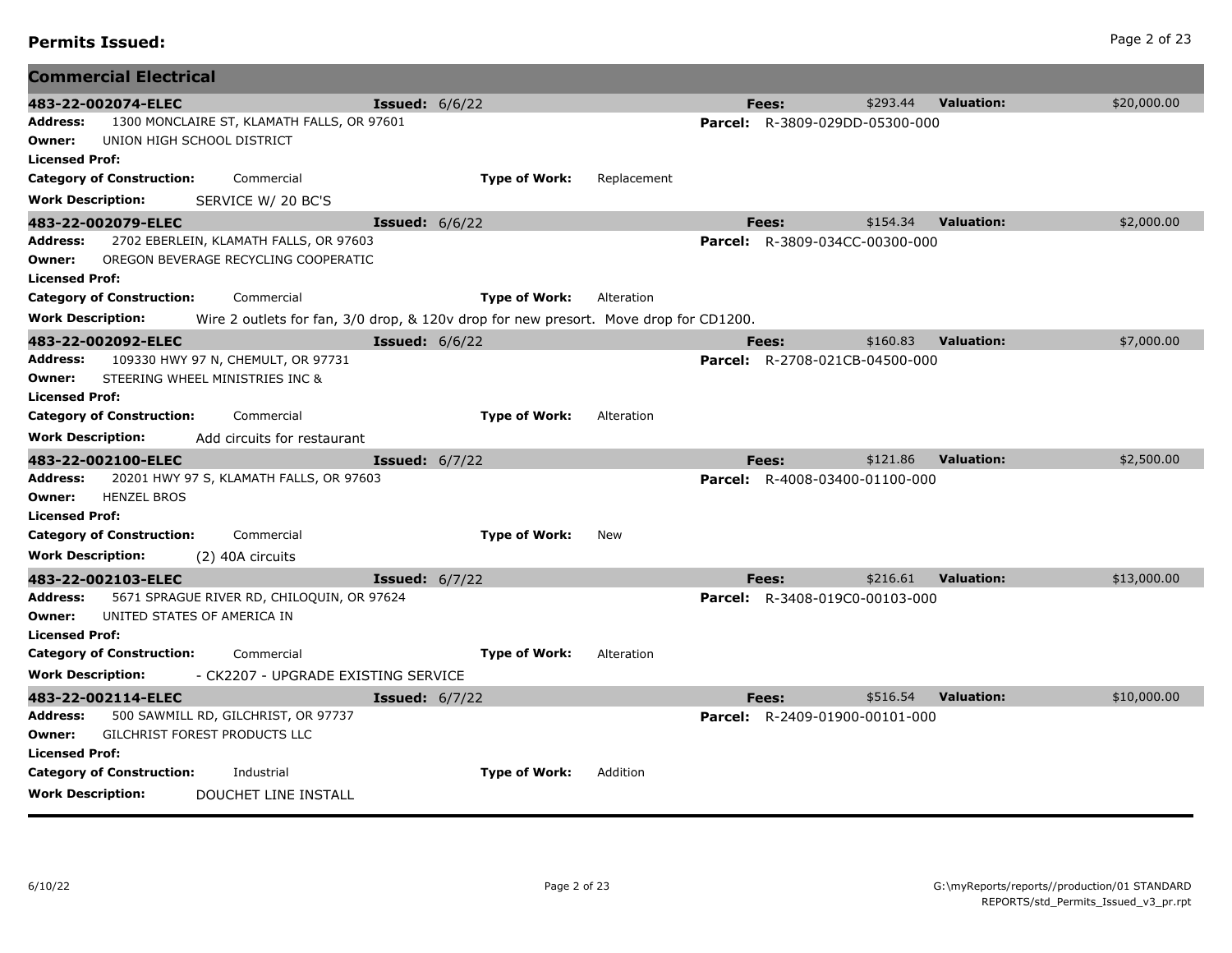**Permits Issued:**

## Commercial Electrical

**483-22-002074-ELEC** **Issued:** 6/6/22 **Fees:** $293.44 **Valuation:** $20,000.00

**Address:** 1300 MONCLAIRE ST, KLAMATH FALLS, OR 97601 **Parcel:** R-3809-029DD-05300-000

**Owner:** UNION HIGH SCHOOL DISTRICT

**Licensed Prof:**

**Category of Construction:** Commercial **Type of Work:** Replacement

**Work Description:** SERVICE W/ 20 BC'S

**483-22-002079-ELEC** **Issued:** 6/6/22 **Fees:** $154.34 **Valuation:** $2,000.00

**Address:** 2702 EBERLEIN, KLAMATH FALLS, OR 97603 **Parcel:** R-3809-034CC-00300-000

**Owner:** OREGON BEVERAGE RECYCLING COOPERATIC

**Licensed Prof:**

**Category of Construction:** Commercial **Type of Work:** Alteration

**Work Description:** Wire 2 outlets for fan, 3/0 drop, & 120v drop for new presort. Move drop for CD1200.

**483-22-002092-ELEC** **Issued:** 6/6/22 **Fees:** $160.83 **Valuation:** $7,000.00

**Address:** 109330 HWY 97 N, CHEMULT, OR 97731 **Parcel:** R-2708-021CB-04500-000

**Owner:** STEERING WHEEL MINISTRIES INC &

**Licensed Prof:**

**Category of Construction:** Commercial **Type of Work:** Alteration

**Work Description:** Add circuits for restaurant

**483-22-002100-ELEC** **Issued:** 6/7/22 **Fees:** $121.86 **Valuation:** $2,500.00

**Address:** 20201 HWY 97 S, KLAMATH FALLS, OR 97603 **Parcel:** R-4008-03400-01100-000

**Owner:** HENZEL BROS

**Licensed Prof:**

**Category of Construction:** Commercial **Type of Work:** New

**Work Description:** (2) 40A circuits

**483-22-002103-ELEC** **Issued:** 6/7/22 **Fees:** $216.61 **Valuation:** $13,000.00

**Address:** 5671 SPRAGUE RIVER RD, CHILOQUIN, OR 97624 **Parcel:** R-3408-019C0-00103-000

**Owner:** UNITED STATES OF AMERICA IN

**Licensed Prof:**

**Category of Construction:** Commercial **Type of Work:** Alteration

**Work Description:** - CK2207 - UPGRADE EXISTING SERVICE

**483-22-002114-ELEC** **Issued:** 6/7/22 **Fees:** $516.54 **Valuation:** $10,000.00

**Address:** 500 SAWMILL RD, GILCHRIST, OR 97737 **Parcel:** R-2409-01900-00101-000

**Owner:** GILCHRIST FOREST PRODUCTS LLC

**Licensed Prof:**

**Category of Construction:** Industrial **Type of Work:** Addition

**Work Description:** DOUCHET LINE INSTALL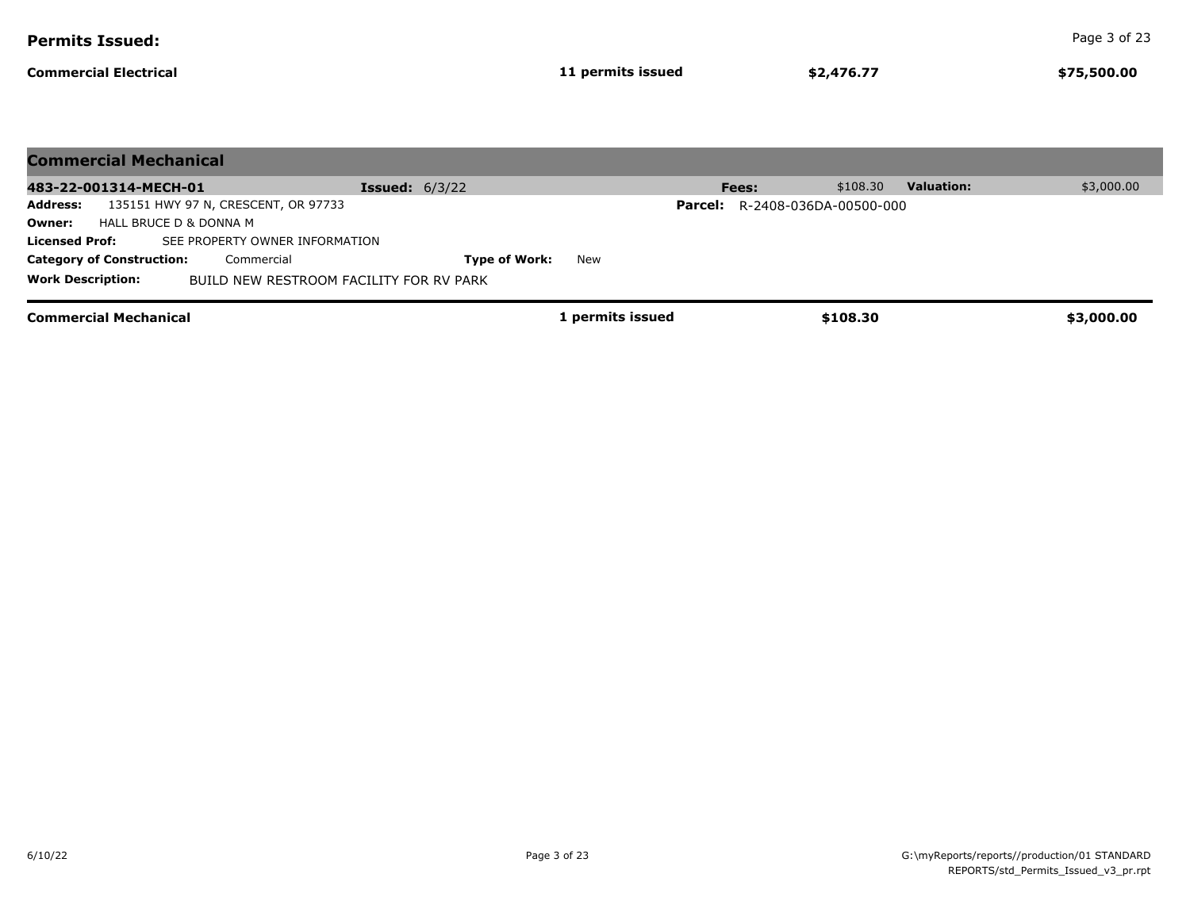**Permits Issued:**

| **Commercial Electrical** | **11 permits issued** | **$2,476.77** | **$75,500.00** |
|---|---|---|---|

## Commercial Mechanical

**483-22-001314-MECH-01** **Issued:** 6/3/22 **Fees:** $108.30 **Valuation:** $3,000.00

**Address:** 135151 HWY 97 N, CRESCENT, OR 97733 **Parcel:** R-2408-036DA-00500-000

**Owner:** HALL BRUCE D & DONNA M

**Licensed Prof:** SEE PROPERTY OWNER INFORMATION

**Category of Construction:** Commercial **Type of Work:** New

**Work Description:** BUILD NEW RESTROOM FACILITY FOR RV PARK

| **Commercial Mechanical** | **1 permits issued** | **$108.30** | **$3,000.00** |
|---|---|---|---|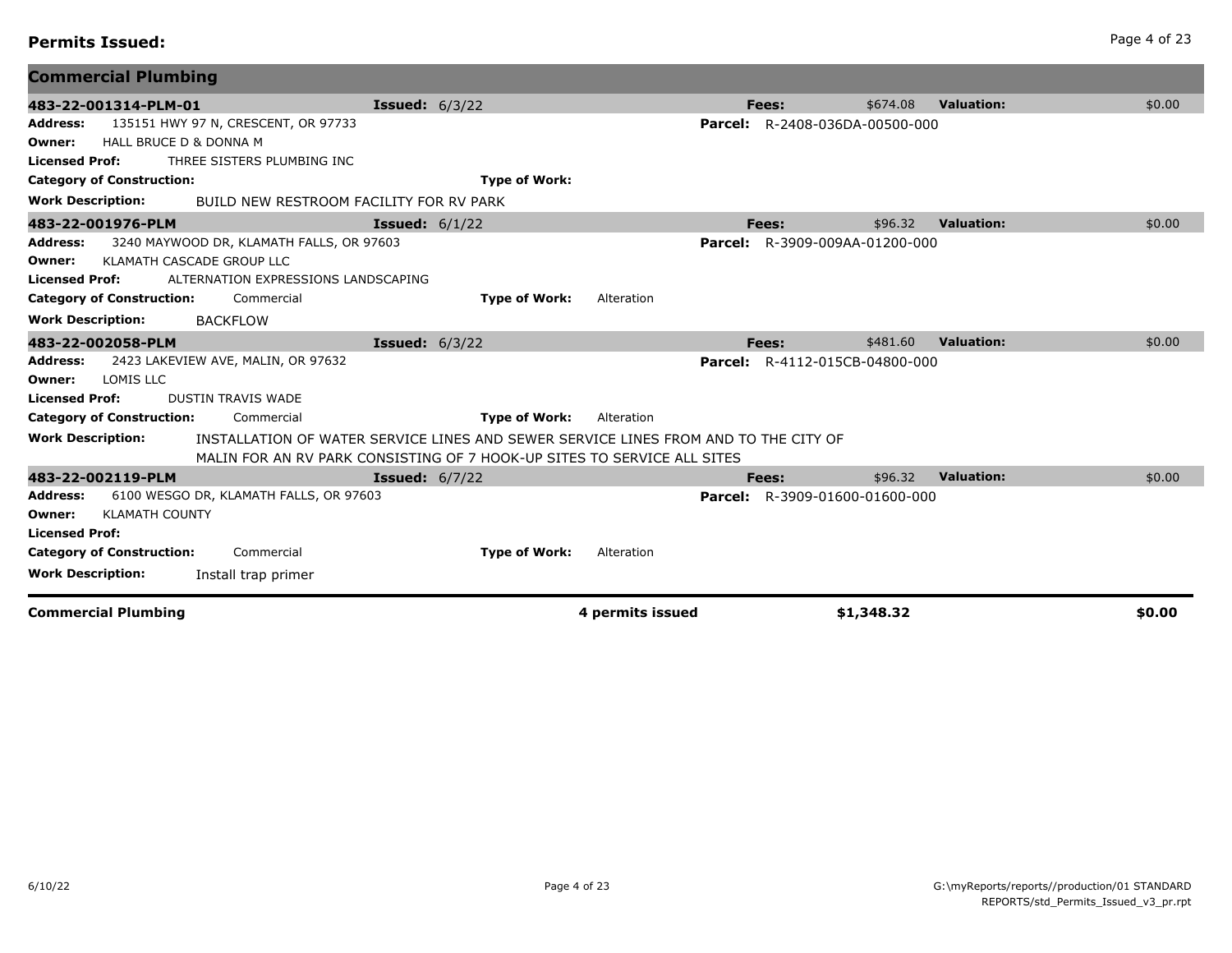## Permits Issued:

### Commercial Plumbing

**483-22-001314-PLM-01** | **Issued:** 6/3/22 | **Fees:** $674.08 | **Valuation:** $0.00

**Address:** 135151 HWY 97 N, CRESCENT, OR 97733 | **Parcel:** R-2408-036DA-00500-000

**Owner:** HALL BRUCE D & DONNA M

**Licensed Prof:** THREE SISTERS PLUMBING INC

**Category of Construction:** | **Type of Work:**

**Work Description:** BUILD NEW RESTROOM FACILITY FOR RV PARK

---

**483-22-001976-PLM** | **Issued:** 6/1/22 | **Fees:** $96.32 | **Valuation:** $0.00

**Address:** 3240 MAYWOOD DR, KLAMATH FALLS, OR 97603 | **Parcel:** R-3909-009AA-01200-000

**Owner:** KLAMATH CASCADE GROUP LLC

**Licensed Prof:** ALTERNATION EXPRESSIONS LANDSCAPING

**Category of Construction:** Commercial | **Type of Work:** Alteration

**Work Description:** BACKFLOW

---

**483-22-002058-PLM** | **Issued:** 6/3/22 | **Fees:** $481.60 | **Valuation:** $0.00

**Address:** 2423 LAKEVIEW AVE, MALIN, OR 97632 | **Parcel:** R-4112-015CB-04800-000

**Owner:** LOMIS LLC

**Licensed Prof:** DUSTIN TRAVIS WADE

**Category of Construction:** Commercial | **Type of Work:** Alteration

**Work Description:** INSTALLATION OF WATER SERVICE LINES AND SEWER SERVICE LINES FROM AND TO THE CITY OF MALIN FOR AN RV PARK CONSISTING OF 7 HOOK-UP SITES TO SERVICE ALL SITES

---

**483-22-002119-PLM** | **Issued:** 6/7/22 | **Fees:** $96.32 | **Valuation:** $0.00

**Address:** 6100 WESGO DR, KLAMATH FALLS, OR 97603 | **Parcel:** R-3909-01600-01600-000

**Owner:** KLAMATH COUNTY

**Licensed Prof:**

**Category of Construction:** Commercial | **Type of Work:** Alteration

**Work Description:** Install trap primer

---

| **Commercial Plumbing** | **4 permits issued** | **$1,348.32** | **$0.00** |
|---|---|---|---|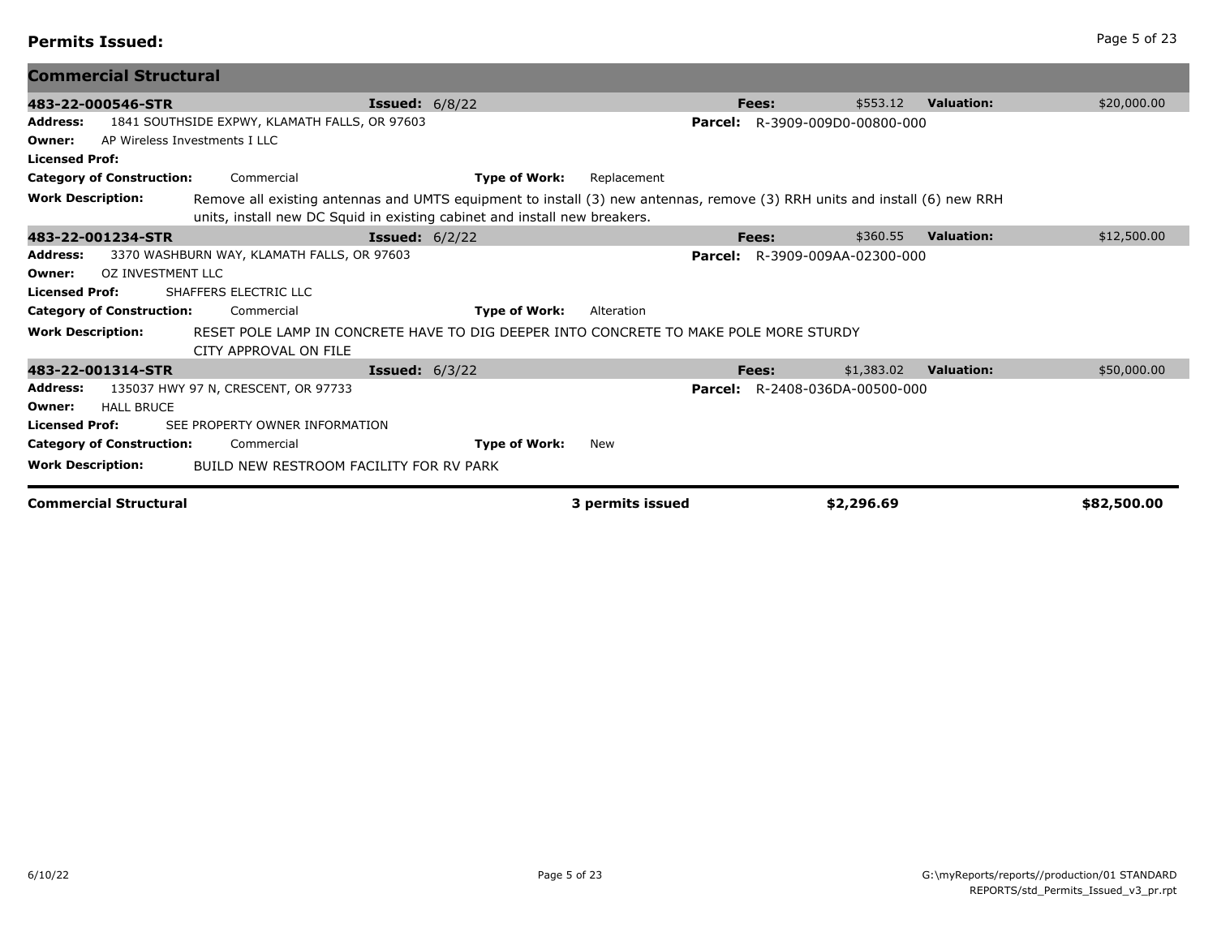## Permits Issued:

### Commercial Structural

**483-22-000546-STR** **Issued:** 6/8/22 **Fees:** $553.12 **Valuation:** $20,000.00

**Address:** 1841 SOUTHSIDE EXPWY, KLAMATH FALLS, OR 97603 **Parcel:** R-3909-009D0-00800-000

**Owner:** AP Wireless Investments I LLC

**Licensed Prof:**

**Category of Construction:** Commercial **Type of Work:** Replacement

**Work Description:** Remove all existing antennas and UMTS equipment to install (3) new antennas, remove (3) RRH units and install (6) new RRH units, install new DC Squid in existing cabinet and install new breakers.

---

**483-22-001234-STR** **Issued:** 6/2/22 **Fees:** $360.55 **Valuation:** $12,500.00

**Address:** 3370 WASHBURN WAY, KLAMATH FALLS, OR 97603 **Parcel:** R-3909-009AA-02300-000

**Owner:** OZ INVESTMENT LLC

**Licensed Prof:** SHAFFERS ELECTRIC LLC

**Category of Construction:** Commercial **Type of Work:** Alteration

**Work Description:** RESET POLE LAMP IN CONCRETE HAVE TO DIG DEEPER INTO CONCRETE TO MAKE POLE MORE STURDY CITY APPROVAL ON FILE

---

**483-22-001314-STR** **Issued:** 6/3/22 **Fees:** $1,383.02 **Valuation:** $50,000.00

**Address:** 135037 HWY 97 N, CRESCENT, OR 97733 **Parcel:** R-2408-036DA-00500-000

**Owner:** HALL BRUCE

**Licensed Prof:** SEE PROPERTY OWNER INFORMATION

**Category of Construction:** Commercial **Type of Work:** New

**Work Description:** BUILD NEW RESTROOM FACILITY FOR RV PARK

---

| Commercial Structural | 3 permits issued | $2,296.69 | $82,500.00 |
|---|---|---|---|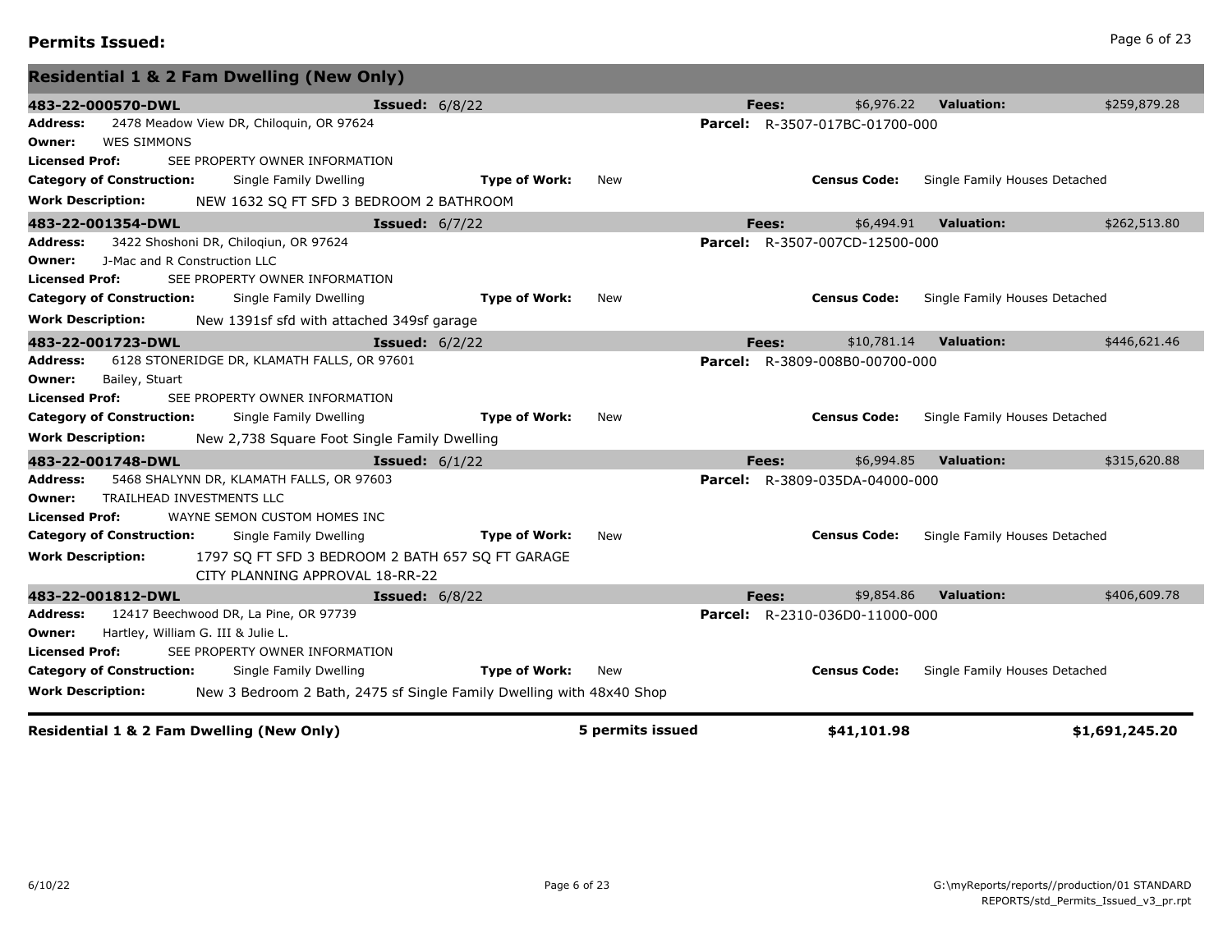## Permits Issued:

### Residential 1 & 2 Fam Dwelling (New Only)

**483-22-000570-DWL** **Issued:** 6/8/22 **Fees:** $6,976.22 **Valuation:** $259,879.28

**Address:** 2478 Meadow View DR, Chiloquin, OR 97624 **Parcel:** R-3507-017BC-01700-000
**Owner:** WES SIMMONS
**Licensed Prof:** SEE PROPERTY OWNER INFORMATION
**Category of Construction:** Single Family Dwelling **Type of Work:** New **Census Code:** Single Family Houses Detached
**Work Description:** NEW 1632 SQ FT SFD 3 BEDROOM 2 BATHROOM

**483-22-001354-DWL** **Issued:** 6/7/22 **Fees:** $6,494.91 **Valuation:** $262,513.80

**Address:** 3422 Shoshoni DR, Chiloqiun, OR 97624 **Parcel:** R-3507-007CD-12500-000
**Owner:** J-Mac and R Construction LLC
**Licensed Prof:** SEE PROPERTY OWNER INFORMATION
**Category of Construction:** Single Family Dwelling **Type of Work:** New **Census Code:** Single Family Houses Detached
**Work Description:** New 1391sf sfd with attached 349sf garage

**483-22-001723-DWL** **Issued:** 6/2/22 **Fees:** $10,781.14 **Valuation:** $446,621.46

**Address:** 6128 STONERIDGE DR, KLAMATH FALLS, OR 97601 **Parcel:** R-3809-008B0-00700-000
**Owner:** Bailey, Stuart
**Licensed Prof:** SEE PROPERTY OWNER INFORMATION
**Category of Construction:** Single Family Dwelling **Type of Work:** New **Census Code:** Single Family Houses Detached
**Work Description:** New 2,738 Square Foot Single Family Dwelling

**483-22-001748-DWL** **Issued:** 6/1/22 **Fees:** $6,994.85 **Valuation:** $315,620.88

**Address:** 5468 SHALYNN DR, KLAMATH FALLS, OR 97603 **Parcel:** R-3809-035DA-04000-000
**Owner:** TRAILHEAD INVESTMENTS LLC
**Licensed Prof:** WAYNE SEMON CUSTOM HOMES INC
**Category of Construction:** Single Family Dwelling **Type of Work:** New **Census Code:** Single Family Houses Detached
**Work Description:** 1797 SQ FT SFD 3 BEDROOM 2 BATH 657 SQ FT GARAGE
CITY PLANNING APPROVAL 18-RR-22

**483-22-001812-DWL** **Issued:** 6/8/22 **Fees:** $9,854.86 **Valuation:** $406,609.78

**Address:** 12417 Beechwood DR, La Pine, OR 97739 **Parcel:** R-2310-036D0-11000-000
**Owner:** Hartley, William G. III & Julie L.
**Licensed Prof:** SEE PROPERTY OWNER INFORMATION
**Category of Construction:** Single Family Dwelling **Type of Work:** New **Census Code:** Single Family Houses Detached
**Work Description:** New 3 Bedroom 2 Bath, 2475 sf Single Family Dwelling with 48x40 Shop

| Residential 1 & 2 Fam Dwelling (New Only) | 5 permits issued | $41,101.98 | $1,691,245.20 |
|---|---|---|---|

6/10/22

G:\myReports/reports//production/01 STANDARD REPORTS/std_Permits_Issued_v3_pr.rpt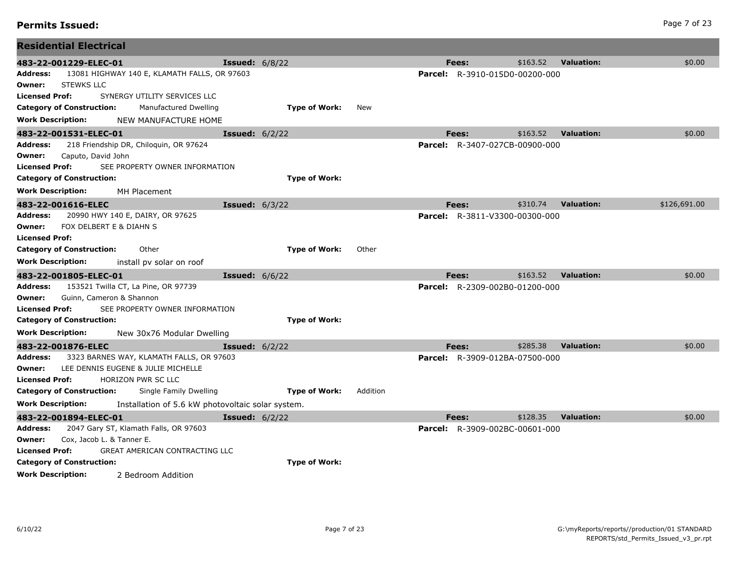## Permits Issued:

### Residential Electrical

**483-22-001229-ELEC-01** | **Issued:** 6/8/22 | **Fees:** $163.52 | **Valuation:** $0.00

**Address:** 13081 HIGHWAY 140 E, KLAMATH FALLS, OR 97603
**Parcel:** R-3910-015D0-00200-000
**Owner:** STEWKS LLC
**Licensed Prof:** SYNERGY UTILITY SERVICES LLC
**Category of Construction:** Manufactured Dwelling
**Type of Work:** New
**Work Description:** NEW MANUFACTURE HOME

---

**483-22-001531-ELEC-01** | **Issued:** 6/2/22 | **Fees:** $163.52 | **Valuation:** $0.00

**Address:** 218 Friendship DR, Chiloquin, OR 97624
**Parcel:** R-3407-027CB-00900-000
**Owner:** Caputo, David John
**Licensed Prof:** SEE PROPERTY OWNER INFORMATION
**Category of Construction:**
**Type of Work:**
**Work Description:** MH Placement

---

**483-22-001616-ELEC** | **Issued:** 6/3/22 | **Fees:** $310.74 | **Valuation:** $126,691.00

**Address:** 20990 HWY 140 E, DAIRY, OR 97625
**Parcel:** R-3811-V3300-00300-000
**Owner:** FOX DELBERT E & DIAHN S
**Licensed Prof:**
**Category of Construction:** Other
**Type of Work:** Other
**Work Description:** install pv solar on roof

---

**483-22-001805-ELEC-01** | **Issued:** 6/6/22 | **Fees:** $163.52 | **Valuation:** $0.00

**Address:** 153521 Twilla CT, La Pine, OR 97739
**Parcel:** R-2309-002B0-01200-000
**Owner:** Guinn, Cameron & Shannon
**Licensed Prof:** SEE PROPERTY OWNER INFORMATION
**Category of Construction:**
**Type of Work:**
**Work Description:** New 30x76 Modular Dwelling

---

**483-22-001876-ELEC** | **Issued:** 6/2/22 | **Fees:** $285.38 | **Valuation:** $0.00

**Address:** 3323 BARNES WAY, KLAMATH FALLS, OR 97603
**Parcel:** R-3909-012BA-07500-000
**Owner:** LEE DENNIS EUGENE & JULIE MICHELLE
**Licensed Prof:** HORIZON PWR SC LLC
**Category of Construction:** Single Family Dwelling
**Type of Work:** Addition
**Work Description:** Installation of 5.6 kW photovoltaic solar system.

---

**483-22-001894-ELEC-01** | **Issued:** 6/2/22 | **Fees:** $128.35 | **Valuation:** $0.00

**Address:** 2047 Gary ST, Klamath Falls, OR 97603
**Parcel:** R-3909-002BC-00601-000
**Owner:** Cox, Jacob L. & Tanner E.
**Licensed Prof:** GREAT AMERICAN CONTRACTING LLC
**Category of Construction:**
**Type of Work:**
**Work Description:** 2 Bedroom Addition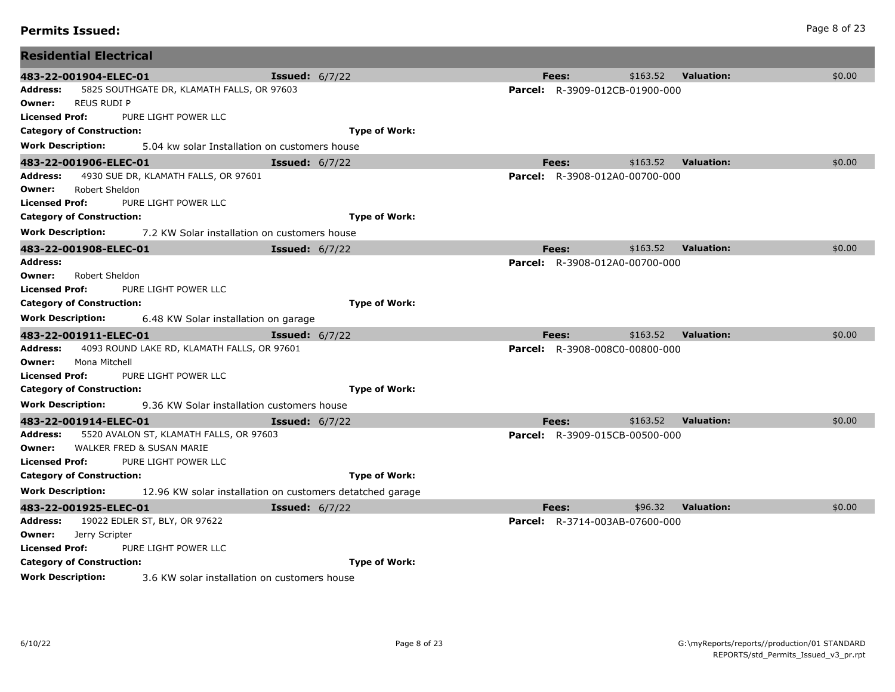## Permits Issued:

### Residential Electrical

**483-22-001904-ELEC-01** **Issued:** 6/7/22 **Fees:** $163.52 **Valuation:** $0.00

**Address:** 5825 SOUTHGATE DR, KLAMATH FALLS, OR 97603 **Parcel:** R-3909-012CB-01900-000
**Owner:** REUS RUDI P
**Licensed Prof:** PURE LIGHT POWER LLC
**Category of Construction:** **Type of Work:**
**Work Description:** 5.04 kw solar Installation on customers house

**483-22-001906-ELEC-01** **Issued:** 6/7/22 **Fees:** $163.52 **Valuation:** $0.00

**Address:** 4930 SUE DR, KLAMATH FALLS, OR 97601 **Parcel:** R-3908-012A0-00700-000
**Owner:** Robert Sheldon
**Licensed Prof:** PURE LIGHT POWER LLC
**Category of Construction:** **Type of Work:**
**Work Description:** 7.2 KW Solar installation on customers house

**483-22-001908-ELEC-01** **Issued:** 6/7/22 **Fees:** $163.52 **Valuation:** $0.00

**Address:** **Parcel:** R-3908-012A0-00700-000
**Owner:** Robert Sheldon
**Licensed Prof:** PURE LIGHT POWER LLC
**Category of Construction:** **Type of Work:**
**Work Description:** 6.48 KW Solar installation on garage

**483-22-001911-ELEC-01** **Issued:** 6/7/22 **Fees:** $163.52 **Valuation:** $0.00

**Address:** 4093 ROUND LAKE RD, KLAMATH FALLS, OR 97601 **Parcel:** R-3908-008C0-00800-000
**Owner:** Mona Mitchell
**Licensed Prof:** PURE LIGHT POWER LLC
**Category of Construction:** **Type of Work:**
**Work Description:** 9.36 KW Solar installation customers house

**483-22-001914-ELEC-01** **Issued:** 6/7/22 **Fees:** $163.52 **Valuation:** $0.00

**Address:** 5520 AVALON ST, KLAMATH FALLS, OR 97603 **Parcel:** R-3909-015CB-00500-000
**Owner:** WALKER FRED & SUSAN MARIE
**Licensed Prof:** PURE LIGHT POWER LLC
**Category of Construction:** **Type of Work:**
**Work Description:** 12.96 KW solar installation on customers detatched garage

**483-22-001925-ELEC-01** **Issued:** 6/7/22 **Fees:** $96.32 **Valuation:** $0.00

**Address:** 19022 EDLER ST, BLY, OR 97622 **Parcel:** R-3714-003AB-07600-000
**Owner:** Jerry Scripter
**Licensed Prof:** PURE LIGHT POWER LLC
**Category of Construction:** **Type of Work:**
**Work Description:** 3.6 KW solar installation on customers house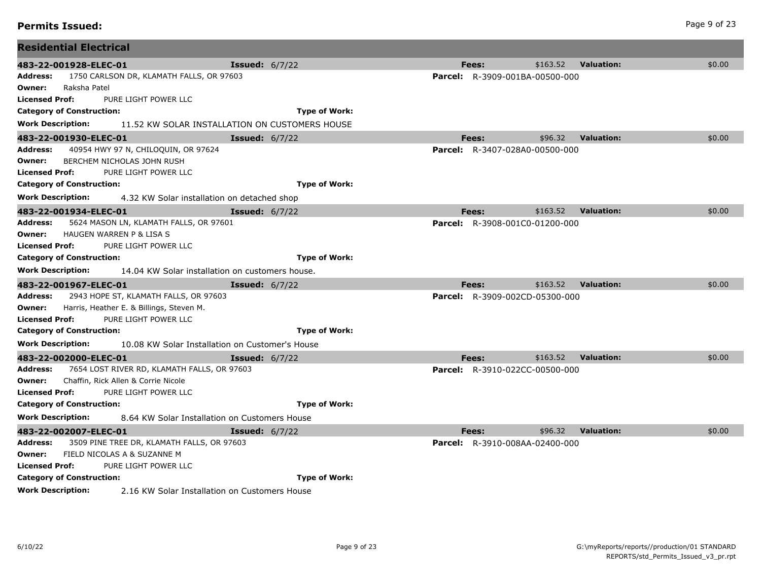## Permits Issued:

### Residential Electrical

**483-22-001928-ELEC-01** **Issued:** 6/7/22 **Fees:** $163.52 **Valuation:** $0.00

**Address:** 1750 CARLSON DR, KLAMATH FALLS, OR 97603 **Parcel:** R-3909-001BA-00500-000

**Owner:** Raksha Patel

**Licensed Prof:** PURE LIGHT POWER LLC

**Category of Construction:** **Type of Work:**

**Work Description:** 11.52 KW SOLAR INSTALLATION ON CUSTOMERS HOUSE

**483-22-001930-ELEC-01** **Issued:** 6/7/22 **Fees:** $96.32 **Valuation:** $0.00

**Address:** 40954 HWY 97 N, CHILOQUIN, OR 97624 **Parcel:** R-3407-028A0-00500-000

**Owner:** BERCHEM NICHOLAS JOHN RUSH

**Licensed Prof:** PURE LIGHT POWER LLC

**Category of Construction:** **Type of Work:**

**Work Description:** 4.32 KW Solar installation on detached shop

**483-22-001934-ELEC-01** **Issued:** 6/7/22 **Fees:** $163.52 **Valuation:** $0.00

**Address:** 5624 MASON LN, KLAMATH FALLS, OR 97601 **Parcel:** R-3908-001C0-01200-000

**Owner:** HAUGEN WARREN P & LISA S

**Licensed Prof:** PURE LIGHT POWER LLC

**Category of Construction:** **Type of Work:**

**Work Description:** 14.04 KW Solar installation on customers house.

**483-22-001967-ELEC-01** **Issued:** 6/7/22 **Fees:** $163.52 **Valuation:** $0.00

**Address:** 2943 HOPE ST, KLAMATH FALLS, OR 97603 **Parcel:** R-3909-002CD-05300-000

**Owner:** Harris, Heather E. & Billings, Steven M.

**Licensed Prof:** PURE LIGHT POWER LLC

**Category of Construction:** **Type of Work:**

**Work Description:** 10.08 KW Solar Installation on Customer's House

**483-22-002000-ELEC-01** **Issued:** 6/7/22 **Fees:** $163.52 **Valuation:** $0.00

**Address:** 7654 LOST RIVER RD, KLAMATH FALLS, OR 97603 **Parcel:** R-3910-022CC-00500-000

**Owner:** Chaffin, Rick Allen & Corrie Nicole

**Licensed Prof:** PURE LIGHT POWER LLC

**Category of Construction:** **Type of Work:**

**Work Description:** 8.64 KW Solar Installation on Customers House

**483-22-002007-ELEC-01** **Issued:** 6/7/22 **Fees:** $96.32 **Valuation:** $0.00

**Address:** 3509 PINE TREE DR, KLAMATH FALLS, OR 97603 **Parcel:** R-3910-008AA-02400-000

**Owner:** FIELD NICOLAS A & SUZANNE M

**Licensed Prof:** PURE LIGHT POWER LLC

**Category of Construction:** **Type of Work:**

**Work Description:** 2.16 KW Solar Installation on Customers House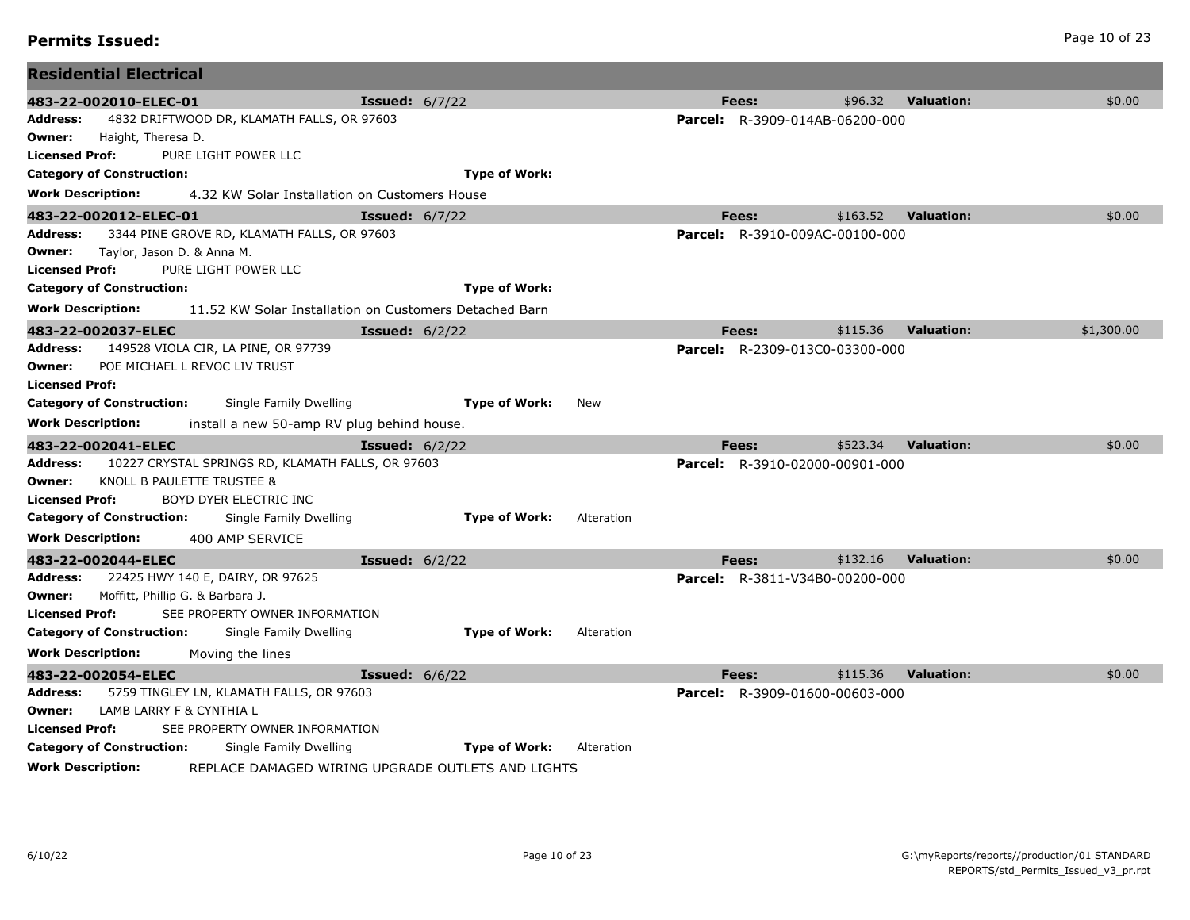## Permits Issued:

### Residential Electrical

**483-22-002010-ELEC-01** **Issued:** 6/7/22 **Fees:** $96.32 **Valuation:** $0.00

**Address:** 4832 DRIFTWOOD DR, KLAMATH FALLS, OR 97603 **Parcel:** R-3909-014AB-06200-000
**Owner:** Haight, Theresa D.
**Licensed Prof:** PURE LIGHT POWER LLC
**Category of Construction:** **Type of Work:**
**Work Description:** 4.32 KW Solar Installation on Customers House

**483-22-002012-ELEC-01** **Issued:** 6/7/22 **Fees:** $163.52 **Valuation:** $0.00

**Address:** 3344 PINE GROVE RD, KLAMATH FALLS, OR 97603 **Parcel:** R-3910-009AC-00100-000
**Owner:** Taylor, Jason D. & Anna M.
**Licensed Prof:** PURE LIGHT POWER LLC
**Category of Construction:** **Type of Work:**
**Work Description:** 11.52 KW Solar Installation on Customers Detached Barn

**483-22-002037-ELEC** **Issued:** 6/2/22 **Fees:** $115.36 **Valuation:** $1,300.00

**Address:** 149528 VIOLA CIR, LA PINE, OR 97739 **Parcel:** R-2309-013C0-03300-000
**Owner:** POE MICHAEL L REVOC LIV TRUST
**Licensed Prof:**
**Category of Construction:** Single Family Dwelling **Type of Work:** New
**Work Description:** install a new 50-amp RV plug behind house.

**483-22-002041-ELEC** **Issued:** 6/2/22 **Fees:** $523.34 **Valuation:** $0.00

**Address:** 10227 CRYSTAL SPRINGS RD, KLAMATH FALLS, OR 97603 **Parcel:** R-3910-02000-00901-000
**Owner:** KNOLL B PAULETTE TRUSTEE &
**Licensed Prof:** BOYD DYER ELECTRIC INC
**Category of Construction:** Single Family Dwelling **Type of Work:** Alteration
**Work Description:** 400 AMP SERVICE

**483-22-002044-ELEC** **Issued:** 6/2/22 **Fees:** $132.16 **Valuation:** $0.00

**Address:** 22425 HWY 140 E, DAIRY, OR 97625 **Parcel:** R-3811-V34B0-00200-000
**Owner:** Moffitt, Phillip G. & Barbara J.
**Licensed Prof:** SEE PROPERTY OWNER INFORMATION
**Category of Construction:** Single Family Dwelling **Type of Work:** Alteration
**Work Description:** Moving the lines

**483-22-002054-ELEC** **Issued:** 6/6/22 **Fees:** $115.36 **Valuation:** $0.00

**Address:** 5759 TINGLEY LN, KLAMATH FALLS, OR 97603 **Parcel:** R-3909-01600-00603-000
**Owner:** LAMB LARRY F & CYNTHIA L
**Licensed Prof:** SEE PROPERTY OWNER INFORMATION
**Category of Construction:** Single Family Dwelling **Type of Work:** Alteration
**Work Description:** REPLACE DAMAGED WIRING UPGRADE OUTLETS AND LIGHTS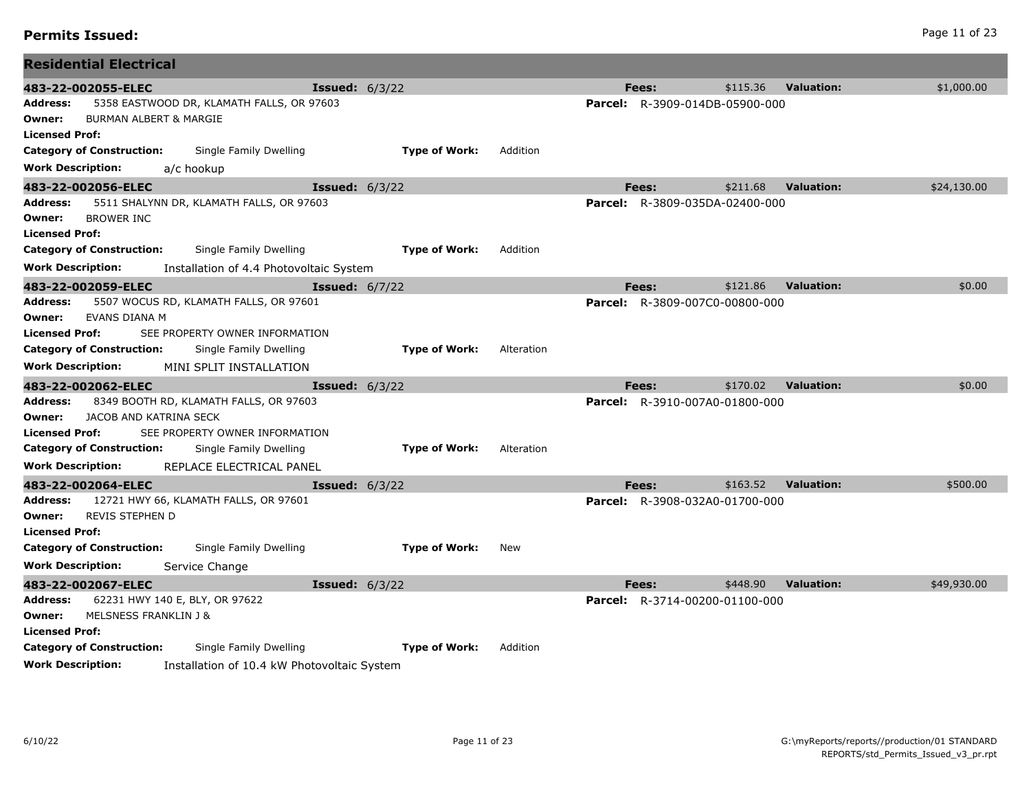## Permits Issued:

### Residential Electrical

**483-22-002055-ELEC** **Issued:** 6/3/22 **Fees:** $115.36 **Valuation:** $1,000.00

**Address:** 5358 EASTWOOD DR, KLAMATH FALLS, OR 97603 **Parcel:** R-3909-014DB-05900-000
**Owner:** BURMAN ALBERT & MARGIE
**Licensed Prof:**
**Category of Construction:** Single Family Dwelling **Type of Work:** Addition
**Work Description:** a/c hookup

**483-22-002056-ELEC** **Issued:** 6/3/22 **Fees:** $211.68 **Valuation:** $24,130.00

**Address:** 5511 SHALYNN DR, KLAMATH FALLS, OR 97603 **Parcel:** R-3809-035DA-02400-000
**Owner:** BROWER INC
**Licensed Prof:**
**Category of Construction:** Single Family Dwelling **Type of Work:** Addition
**Work Description:** Installation of 4.4 Photovoltaic System

**483-22-002059-ELEC** **Issued:** 6/7/22 **Fees:** $121.86 **Valuation:** $0.00

**Address:** 5507 WOCUS RD, KLAMATH FALLS, OR 97601 **Parcel:** R-3809-007C0-00800-000
**Owner:** EVANS DIANA M
**Licensed Prof:** SEE PROPERTY OWNER INFORMATION
**Category of Construction:** Single Family Dwelling **Type of Work:** Alteration
**Work Description:** MINI SPLIT INSTALLATION

**483-22-002062-ELEC** **Issued:** 6/3/22 **Fees:** $170.02 **Valuation:** $0.00

**Address:** 8349 BOOTH RD, KLAMATH FALLS, OR 97603 **Parcel:** R-3910-007A0-01800-000
**Owner:** JACOB AND KATRINA SECK
**Licensed Prof:** SEE PROPERTY OWNER INFORMATION
**Category of Construction:** Single Family Dwelling **Type of Work:** Alteration
**Work Description:** REPLACE ELECTRICAL PANEL

**483-22-002064-ELEC** **Issued:** 6/3/22 **Fees:** $163.52 **Valuation:** $500.00

**Address:** 12721 HWY 66, KLAMATH FALLS, OR 97601 **Parcel:** R-3908-032A0-01700-000
**Owner:** REVIS STEPHEN D
**Licensed Prof:**
**Category of Construction:** Single Family Dwelling **Type of Work:** New
**Work Description:** Service Change

**483-22-002067-ELEC** **Issued:** 6/3/22 **Fees:** $448.90 **Valuation:** $49,930.00

**Address:** 62231 HWY 140 E, BLY, OR 97622 **Parcel:** R-3714-00200-01100-000
**Owner:** MELSNESS FRANKLIN J &
**Licensed Prof:**
**Category of Construction:** Single Family Dwelling **Type of Work:** Addition
**Work Description:** Installation of 10.4 kW Photovoltaic System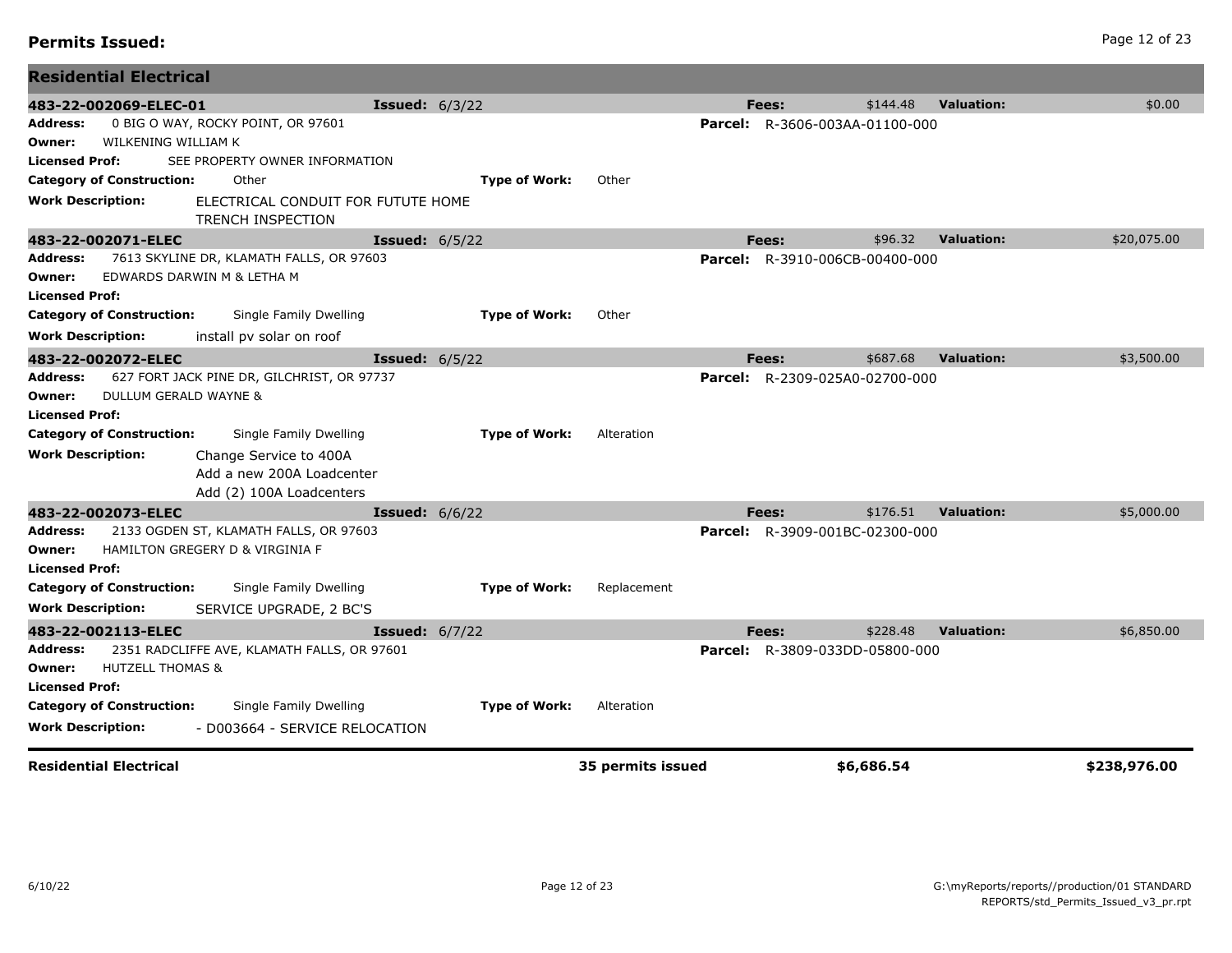## Permits Issued:

### Residential Electrical

**483-22-002069-ELEC-01** — **Issued:** 6/3/22 — **Fees:** $144.48 — **Valuation:** $0.00

- **Address:** 0 BIG O WAY, ROCKY POINT, OR 97601
- **Parcel:** R-3606-003AA-01100-000
- **Owner:** WILKENING WILLIAM K
- **Licensed Prof:** SEE PROPERTY OWNER INFORMATION
- **Category of Construction:** Other
- **Type of Work:** Other
- **Work Description:** ELECTRICAL CONDUIT FOR FUTUTE HOME TRENCH INSPECTION

**483-22-002071-ELEC** — **Issued:** 6/5/22 — **Fees:** $96.32 — **Valuation:** $20,075.00

- **Address:** 7613 SKYLINE DR, KLAMATH FALLS, OR 97603
- **Parcel:** R-3910-006CB-00400-000
- **Owner:** EDWARDS DARWIN M & LETHA M
- **Licensed Prof:**
- **Category of Construction:** Single Family Dwelling
- **Type of Work:** Other
- **Work Description:** install pv solar on roof

**483-22-002072-ELEC** — **Issued:** 6/5/22 — **Fees:** $687.68 — **Valuation:** $3,500.00

- **Address:** 627 FORT JACK PINE DR, GILCHRIST, OR 97737
- **Parcel:** R-2309-025A0-02700-000
- **Owner:** DULLUM GERALD WAYNE &
- **Licensed Prof:**
- **Category of Construction:** Single Family Dwelling
- **Type of Work:** Alteration
- **Work Description:** Change Service to 400A
  Add a new 200A Loadcenter
  Add (2) 100A Loadcenters

**483-22-002073-ELEC** — **Issued:** 6/6/22 — **Fees:** $176.51 — **Valuation:** $5,000.00

- **Address:** 2133 OGDEN ST, KLAMATH FALLS, OR 97603
- **Parcel:** R-3909-001BC-02300-000
- **Owner:** HAMILTON GREGERY D & VIRGINIA F
- **Licensed Prof:**
- **Category of Construction:** Single Family Dwelling
- **Type of Work:** Replacement
- **Work Description:** SERVICE UPGRADE, 2 BC'S

**483-22-002113-ELEC** — **Issued:** 6/7/22 — **Fees:** $228.48 — **Valuation:** $6,850.00

- **Address:** 2351 RADCLIFFE AVE, KLAMATH FALLS, OR 97601
- **Parcel:** R-3809-033DD-05800-000
- **Owner:** HUTZELL THOMAS &
- **Licensed Prof:**
- **Category of Construction:** Single Family Dwelling
- **Type of Work:** Alteration
- **Work Description:** - D003664 - SERVICE RELOCATION

| Residential Electrical | Permits | Fees | Valuation |
|---|---|---|---|
| **Residential Electrical** | **35 permits issued** | **$6,686.54** | **$238,976.00** |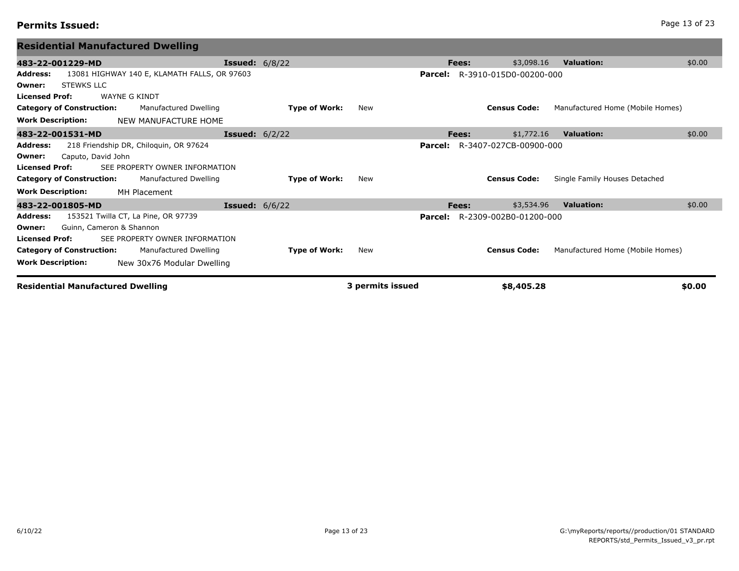## Permits Issued:

### Residential Manufactured Dwelling

**483-22-001229-MD** — **Issued:** 6/8/22 — **Fees:** $3,098.16 — **Valuation:** $0.00

**Address:** 13081 HIGHWAY 140 E, KLAMATH FALLS, OR 97603 — **Parcel:** R-3910-015D0-00200-000
**Owner:** STEWKS LLC
**Licensed Prof:** WAYNE G KINDT
**Category of Construction:** Manufactured Dwelling — **Type of Work:** New — **Census Code:** Manufactured Home (Mobile Homes)
**Work Description:** NEW MANUFACTURE HOME

**483-22-001531-MD** — **Issued:** 6/2/22 — **Fees:** $1,772.16 — **Valuation:** $0.00

**Address:** 218 Friendship DR, Chiloquin, OR 97624 — **Parcel:** R-3407-027CB-00900-000
**Owner:** Caputo, David John
**Licensed Prof:** SEE PROPERTY OWNER INFORMATION
**Category of Construction:** Manufactured Dwelling — **Type of Work:** New — **Census Code:** Single Family Houses Detached
**Work Description:** MH Placement

**483-22-001805-MD** — **Issued:** 6/6/22 — **Fees:** $3,534.96 — **Valuation:** $0.00

**Address:** 153521 Twilla CT, La Pine, OR 97739 — **Parcel:** R-2309-002B0-01200-000
**Owner:** Guinn, Cameron & Shannon
**Licensed Prof:** SEE PROPERTY OWNER INFORMATION
**Category of Construction:** Manufactured Dwelling — **Type of Work:** New — **Census Code:** Manufactured Home (Mobile Homes)
**Work Description:** New 30x76 Modular Dwelling

| **Residential Manufactured Dwelling** | **3 permits issued** | **$8,405.28** | **$0.00** |
|---|---|---|---|

6/10/22

G:\myReports\reports//production/01 STANDARD REPORTS/std_Permits_Issued_v3_pr.rpt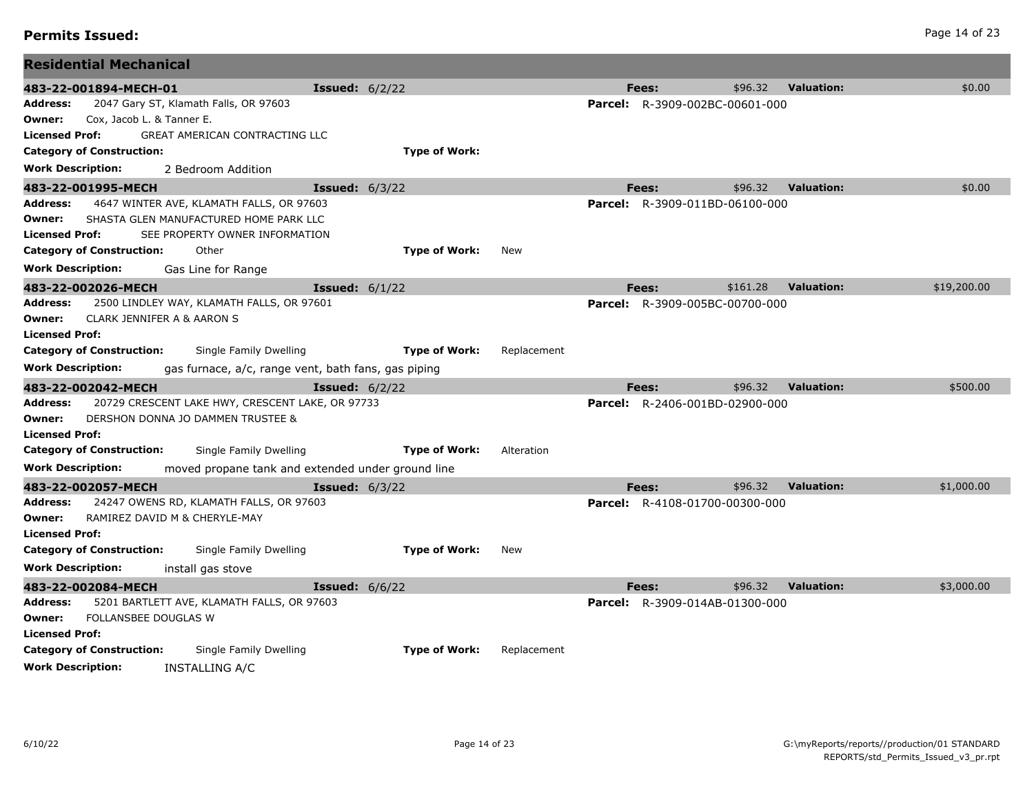## Permits Issued:

### Residential Mechanical

**483-22-001894-MECH-01** — **Issued:** 6/2/22 — **Fees:** $96.32 — **Valuation:** $0.00

**Address:** 2047 Gary ST, Klamath Falls, OR 97603 — **Parcel:** R-3909-002BC-00601-000
**Owner:** Cox, Jacob L. & Tanner E.
**Licensed Prof:** GREAT AMERICAN CONTRACTING LLC
**Category of Construction:** — **Type of Work:**
**Work Description:** 2 Bedroom Addition

**483-22-001995-MECH** — **Issued:** 6/3/22 — **Fees:** $96.32 — **Valuation:** $0.00

**Address:** 4647 WINTER AVE, KLAMATH FALLS, OR 97603 — **Parcel:** R-3909-011BD-06100-000
**Owner:** SHASTA GLEN MANUFACTURED HOME PARK LLC
**Licensed Prof:** SEE PROPERTY OWNER INFORMATION
**Category of Construction:** Other — **Type of Work:** New
**Work Description:** Gas Line for Range

**483-22-002026-MECH** — **Issued:** 6/1/22 — **Fees:** $161.28 — **Valuation:** $19,200.00

**Address:** 2500 LINDLEY WAY, KLAMATH FALLS, OR 97601 — **Parcel:** R-3909-005BC-00700-000
**Owner:** CLARK JENNIFER A & AARON S
**Licensed Prof:**
**Category of Construction:** Single Family Dwelling — **Type of Work:** Replacement
**Work Description:** gas furnace, a/c, range vent, bath fans, gas piping

**483-22-002042-MECH** — **Issued:** 6/2/22 — **Fees:** $96.32 — **Valuation:** $500.00

**Address:** 20729 CRESCENT LAKE HWY, CRESCENT LAKE, OR 97733 — **Parcel:** R-2406-001BD-02900-000
**Owner:** DERSHON DONNA JO DAMMEN TRUSTEE &
**Licensed Prof:**
**Category of Construction:** Single Family Dwelling — **Type of Work:** Alteration
**Work Description:** moved propane tank and extended under ground line

**483-22-002057-MECH** — **Issued:** 6/3/22 — **Fees:** $96.32 — **Valuation:** $1,000.00

**Address:** 24247 OWENS RD, KLAMATH FALLS, OR 97603 — **Parcel:** R-4108-01700-00300-000
**Owner:** RAMIREZ DAVID M & CHERYLE-MAY
**Licensed Prof:**
**Category of Construction:** Single Family Dwelling — **Type of Work:** New
**Work Description:** install gas stove

**483-22-002084-MECH** — **Issued:** 6/6/22 — **Fees:** $96.32 — **Valuation:** $3,000.00

**Address:** 5201 BARTLETT AVE, KLAMATH FALLS, OR 97603 — **Parcel:** R-3909-014AB-01300-000
**Owner:** FOLLANSBEE DOUGLAS W
**Licensed Prof:**
**Category of Construction:** Single Family Dwelling — **Type of Work:** Replacement
**Work Description:** INSTALLING A/C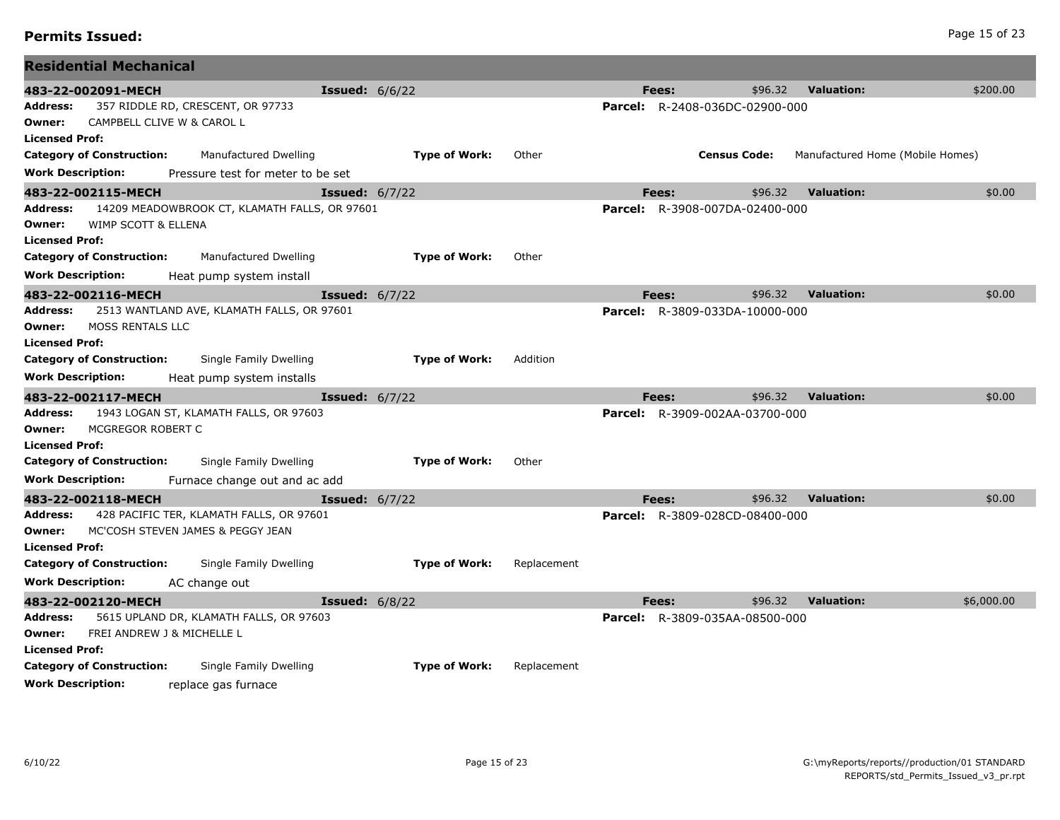## Permits Issued:

### Residential Mechanical

**483-22-002091-MECH** **Issued:** 6/6/22 **Fees:** $96.32 **Valuation:** $200.00

**Address:** 357 RIDDLE RD, CRESCENT, OR 97733 **Parcel:** R-2408-036DC-02900-000
**Owner:** CAMPBELL CLIVE W & CAROL L
**Licensed Prof:**
**Category of Construction:** Manufactured Dwelling **Type of Work:** Other **Census Code:** Manufactured Home (Mobile Homes)
**Work Description:** Pressure test for meter to be set

**483-22-002115-MECH** **Issued:** 6/7/22 **Fees:** $96.32 **Valuation:** $0.00

**Address:** 14209 MEADOWBROOK CT, KLAMATH FALLS, OR 97601 **Parcel:** R-3908-007DA-02400-000
**Owner:** WIMP SCOTT & ELLENA
**Licensed Prof:**
**Category of Construction:** Manufactured Dwelling **Type of Work:** Other
**Work Description:** Heat pump system install

**483-22-002116-MECH** **Issued:** 6/7/22 **Fees:** $96.32 **Valuation:** $0.00

**Address:** 2513 WANTLAND AVE, KLAMATH FALLS, OR 97601 **Parcel:** R-3809-033DA-10000-000
**Owner:** MOSS RENTALS LLC
**Licensed Prof:**
**Category of Construction:** Single Family Dwelling **Type of Work:** Addition
**Work Description:** Heat pump system installs

**483-22-002117-MECH** **Issued:** 6/7/22 **Fees:** $96.32 **Valuation:** $0.00

**Address:** 1943 LOGAN ST, KLAMATH FALLS, OR 97603 **Parcel:** R-3909-002AA-03700-000
**Owner:** MCGREGOR ROBERT C
**Licensed Prof:**
**Category of Construction:** Single Family Dwelling **Type of Work:** Other
**Work Description:** Furnace change out and ac add

**483-22-002118-MECH** **Issued:** 6/7/22 **Fees:** $96.32 **Valuation:** $0.00

**Address:** 428 PACIFIC TER, KLAMATH FALLS, OR 97601 **Parcel:** R-3809-028CD-08400-000
**Owner:** MC'COSH STEVEN JAMES & PEGGY JEAN
**Licensed Prof:**
**Category of Construction:** Single Family Dwelling **Type of Work:** Replacement
**Work Description:** AC change out

**483-22-002120-MECH** **Issued:** 6/8/22 **Fees:** $96.32 **Valuation:** $6,000.00

**Address:** 5615 UPLAND DR, KLAMATH FALLS, OR 97603 **Parcel:** R-3809-035AA-08500-000
**Owner:** FREI ANDREW J & MICHELLE L
**Licensed Prof:**
**Category of Construction:** Single Family Dwelling **Type of Work:** Replacement
**Work Description:** replace gas furnace

6/10/22

G:\myReports/reports//production/01 STANDARD REPORTS/std_Permits_Issued_v3_pr.rpt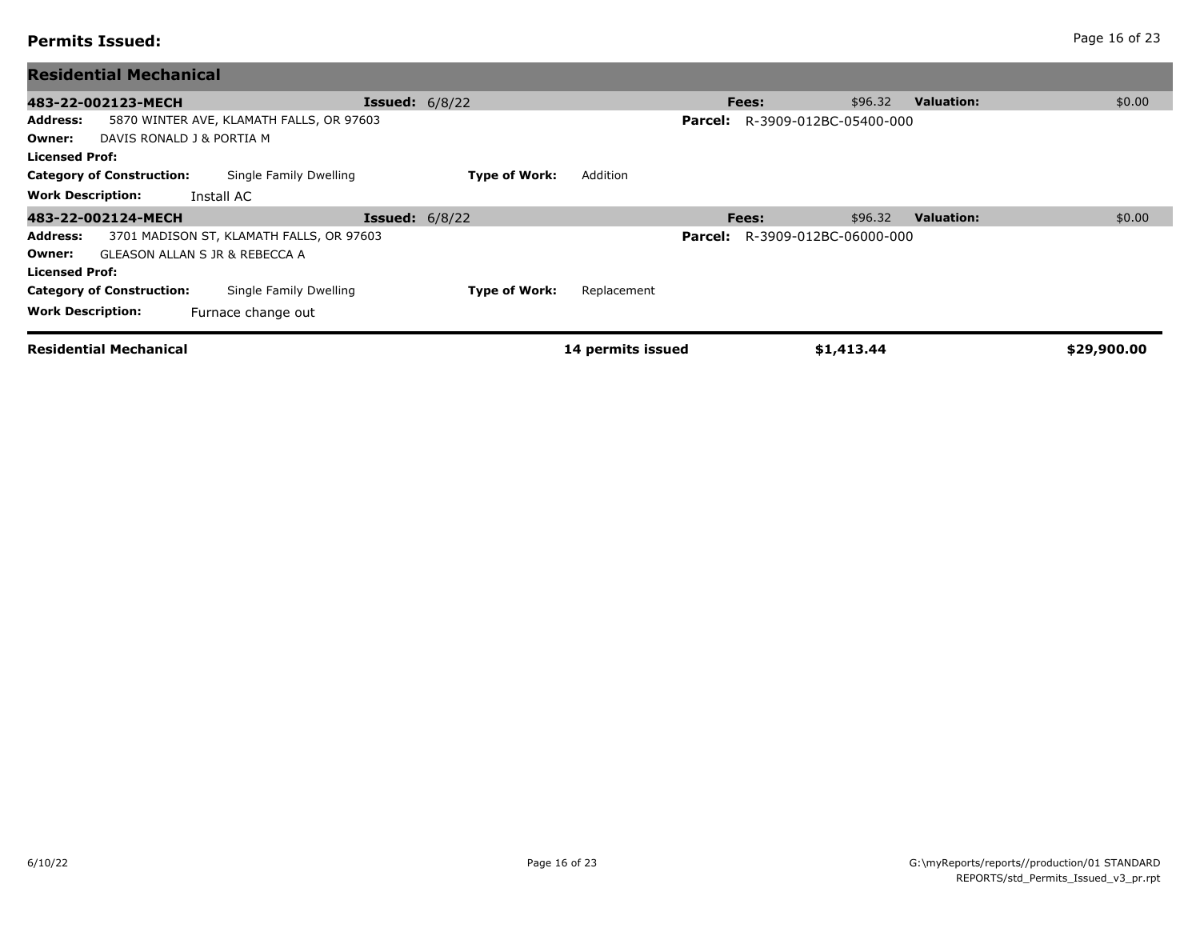**Permits Issued:**

## Residential Mechanical

**483-22-002123-MECH** **Issued:** 6/8/22 **Fees:** $96.32 **Valuation:** $0.00

**Address:** 5870 WINTER AVE, KLAMATH FALLS, OR 97603 **Parcel:** R-3909-012BC-05400-000

**Owner:** DAVIS RONALD J & PORTIA M

**Licensed Prof:**

**Category of Construction:** Single Family Dwelling **Type of Work:** Addition

**Work Description:** Install AC

**483-22-002124-MECH** **Issued:** 6/8/22 **Fees:** $96.32 **Valuation:** $0.00

**Address:** 3701 MADISON ST, KLAMATH FALLS, OR 97603 **Parcel:** R-3909-012BC-06000-000

**Owner:** GLEASON ALLAN S JR & REBECCA A

**Licensed Prof:**

**Category of Construction:** Single Family Dwelling **Type of Work:** Replacement

**Work Description:** Furnace change out

| Residential Mechanical | 14 permits issued | $1,413.44 | $29,900.00 |
|---|---|---|---|

6/10/22

G:\myReports/reports//production/01 STANDARD REPORTS/std_Permits_Issued_v3_pr.rpt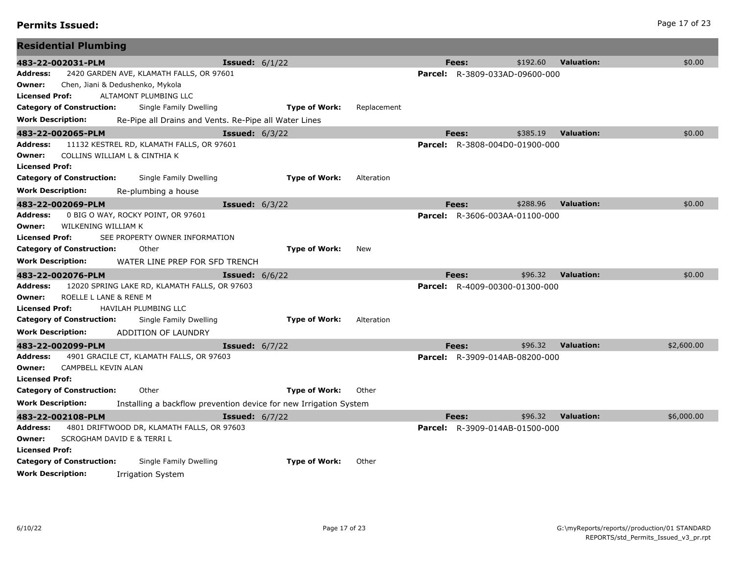## Permits Issued:

### Residential Plumbing

**483-22-002031-PLM** **Issued:** 6/1/22 **Fees:** $192.60 **Valuation:** $0.00

**Address:** 2420 GARDEN AVE, KLAMATH FALLS, OR 97601 **Parcel:** R-3809-033AD-09600-000

**Owner:** Chen, Jiani & Dedushenko, Mykola

**Licensed Prof:** ALTAMONT PLUMBING LLC

**Category of Construction:** Single Family Dwelling **Type of Work:** Replacement

**Work Description:** Re-Pipe all Drains and Vents. Re-Pipe all Water Lines

**483-22-002065-PLM** **Issued:** 6/3/22 **Fees:** $385.19 **Valuation:** $0.00

**Address:** 11132 KESTREL RD, KLAMATH FALLS, OR 97601 **Parcel:** R-3808-004D0-01900-000

**Owner:** COLLINS WILLIAM L & CINTHIA K

**Licensed Prof:**

**Category of Construction:** Single Family Dwelling **Type of Work:** Alteration

**Work Description:** Re-plumbing a house

**483-22-002069-PLM** **Issued:** 6/3/22 **Fees:** $288.96 **Valuation:** $0.00

**Address:** 0 BIG O WAY, ROCKY POINT, OR 97601 **Parcel:** R-3606-003AA-01100-000

**Owner:** WILKENING WILLIAM K

**Licensed Prof:** SEE PROPERTY OWNER INFORMATION

**Category of Construction:** Other **Type of Work:** New

**Work Description:** WATER LINE PREP FOR SFD TRENCH

**483-22-002076-PLM** **Issued:** 6/6/22 **Fees:** $96.32 **Valuation:** $0.00

**Address:** 12020 SPRING LAKE RD, KLAMATH FALLS, OR 97603 **Parcel:** R-4009-00300-01300-000

**Owner:** ROELLE L LANE & RENE M

**Licensed Prof:** HAVILAH PLUMBING LLC

**Category of Construction:** Single Family Dwelling **Type of Work:** Alteration

**Work Description:** ADDITION OF LAUNDRY

**483-22-002099-PLM** **Issued:** 6/7/22 **Fees:** $96.32 **Valuation:** $2,600.00

**Address:** 4901 GRACILE CT, KLAMATH FALLS, OR 97603 **Parcel:** R-3909-014AB-08200-000

**Owner:** CAMPBELL KEVIN ALAN

**Licensed Prof:**

**Category of Construction:** Other **Type of Work:** Other

**Work Description:** Installing a backflow prevention device for new Irrigation System

**483-22-002108-PLM** **Issued:** 6/7/22 **Fees:** $96.32 **Valuation:** $6,000.00

**Address:** 4801 DRIFTWOOD DR, KLAMATH FALLS, OR 97603 **Parcel:** R-3909-014AB-01500-000

**Owner:** SCROGHAM DAVID E & TERRI L

**Licensed Prof:**

**Category of Construction:** Single Family Dwelling **Type of Work:** Other

**Work Description:** Irrigation System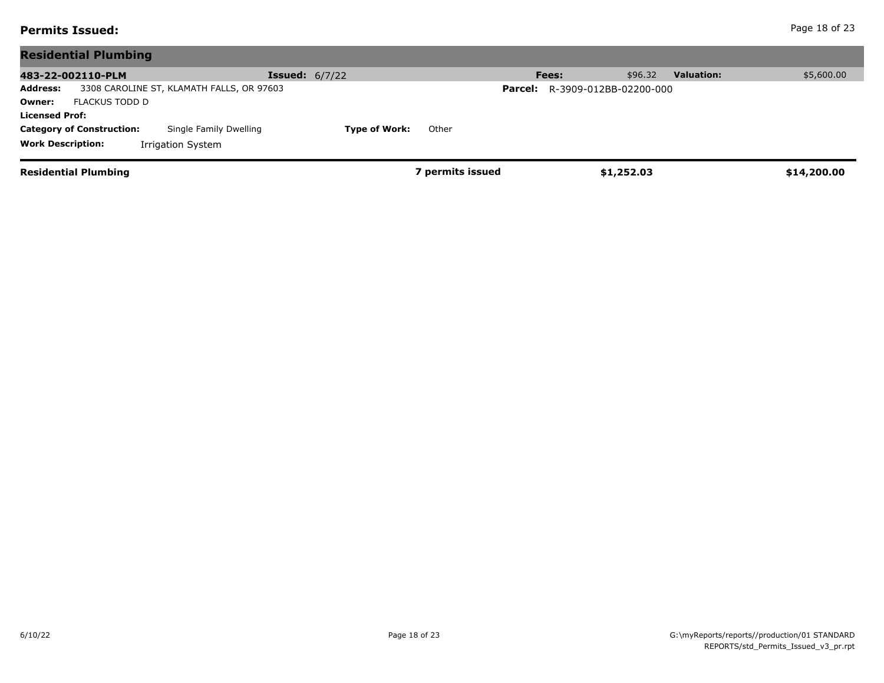**Permits Issued:**

## Residential Plumbing

**483-22-002110-PLM** **Issued:** 6/7/22 **Fees:** $96.32 **Valuation:** $5,600.00

**Address:** 3308 CAROLINE ST, KLAMATH FALLS, OR 97603 **Parcel:** R-3909-012BB-02200-000

**Owner:** FLACKUS TODD D

**Licensed Prof:**

**Category of Construction:** Single Family Dwelling **Type of Work:** Other

**Work Description:** Irrigation System

| **Residential Plumbing** | **7 permits issued** | **$1,252.03** | **$14,200.00** |
|---|---|---|---|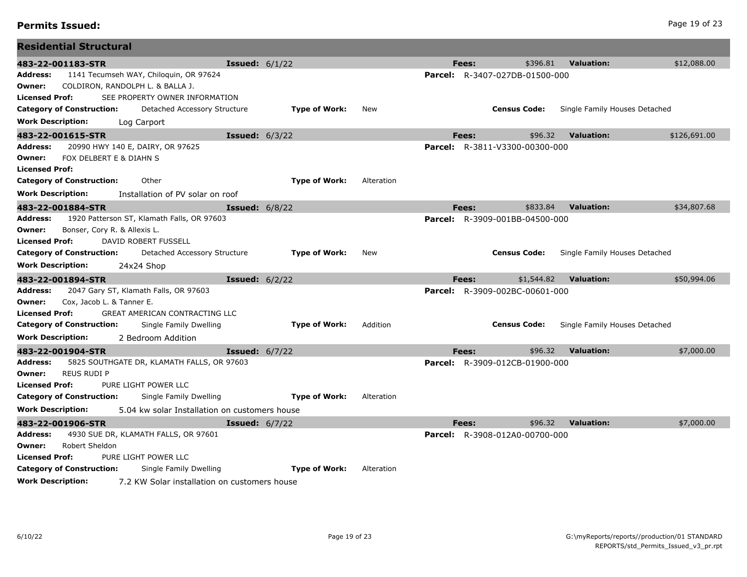## Permits Issued:

### Residential Structural

**483-22-001183-STR** | **Issued:** 6/1/22 | **Fees:** $396.81 | **Valuation:** $12,088.00

**Address:** 1141 Tecumseh WAY, Chiloquin, OR 97624
**Parcel:** R-3407-027DB-01500-000
**Owner:** COLDIRON, RANDOLPH L. & BALLA J.
**Licensed Prof:** SEE PROPERTY OWNER INFORMATION
**Category of Construction:** Detached Accessory Structure
**Type of Work:** New
**Census Code:** Single Family Houses Detached
**Work Description:** Log Carport

**483-22-001615-STR** | **Issued:** 6/3/22 | **Fees:** $96.32 | **Valuation:** $126,691.00

**Address:** 20990 HWY 140 E, DAIRY, OR 97625
**Parcel:** R-3811-V3300-00300-000
**Owner:** FOX DELBERT E & DIAHN S
**Licensed Prof:**
**Category of Construction:** Other
**Type of Work:** Alteration
**Work Description:** Installation of PV solar on roof

**483-22-001884-STR** | **Issued:** 6/8/22 | **Fees:** $833.84 | **Valuation:** $34,807.68

**Address:** 1920 Patterson ST, Klamath Falls, OR 97603
**Parcel:** R-3909-001BB-04500-000
**Owner:** Bonser, Cory R. & Allexis L.
**Licensed Prof:** DAVID ROBERT FUSSELL
**Category of Construction:** Detached Accessory Structure
**Type of Work:** New
**Census Code:** Single Family Houses Detached
**Work Description:** 24x24 Shop

**483-22-001894-STR** | **Issued:** 6/2/22 | **Fees:** $1,544.82 | **Valuation:** $50,994.06

**Address:** 2047 Gary ST, Klamath Falls, OR 97603
**Parcel:** R-3909-002BC-00601-000
**Owner:** Cox, Jacob L. & Tanner E.
**Licensed Prof:** GREAT AMERICAN CONTRACTING LLC
**Category of Construction:** Single Family Dwelling
**Type of Work:** Addition
**Census Code:** Single Family Houses Detached
**Work Description:** 2 Bedroom Addition

**483-22-001904-STR** | **Issued:** 6/7/22 | **Fees:** $96.32 | **Valuation:** $7,000.00

**Address:** 5825 SOUTHGATE DR, KLAMATH FALLS, OR 97603
**Parcel:** R-3909-012CB-01900-000
**Owner:** REUS RUDI P
**Licensed Prof:** PURE LIGHT POWER LLC
**Category of Construction:** Single Family Dwelling
**Type of Work:** Alteration
**Work Description:** 5.04 kw solar Installation on customers house

**483-22-001906-STR** | **Issued:** 6/7/22 | **Fees:** $96.32 | **Valuation:** $7,000.00

**Address:** 4930 SUE DR, KLAMATH FALLS, OR 97601
**Parcel:** R-3908-012A0-00700-000
**Owner:** Robert Sheldon
**Licensed Prof:** PURE LIGHT POWER LLC
**Category of Construction:** Single Family Dwelling
**Type of Work:** Alteration
**Work Description:** 7.2 KW Solar installation on customers house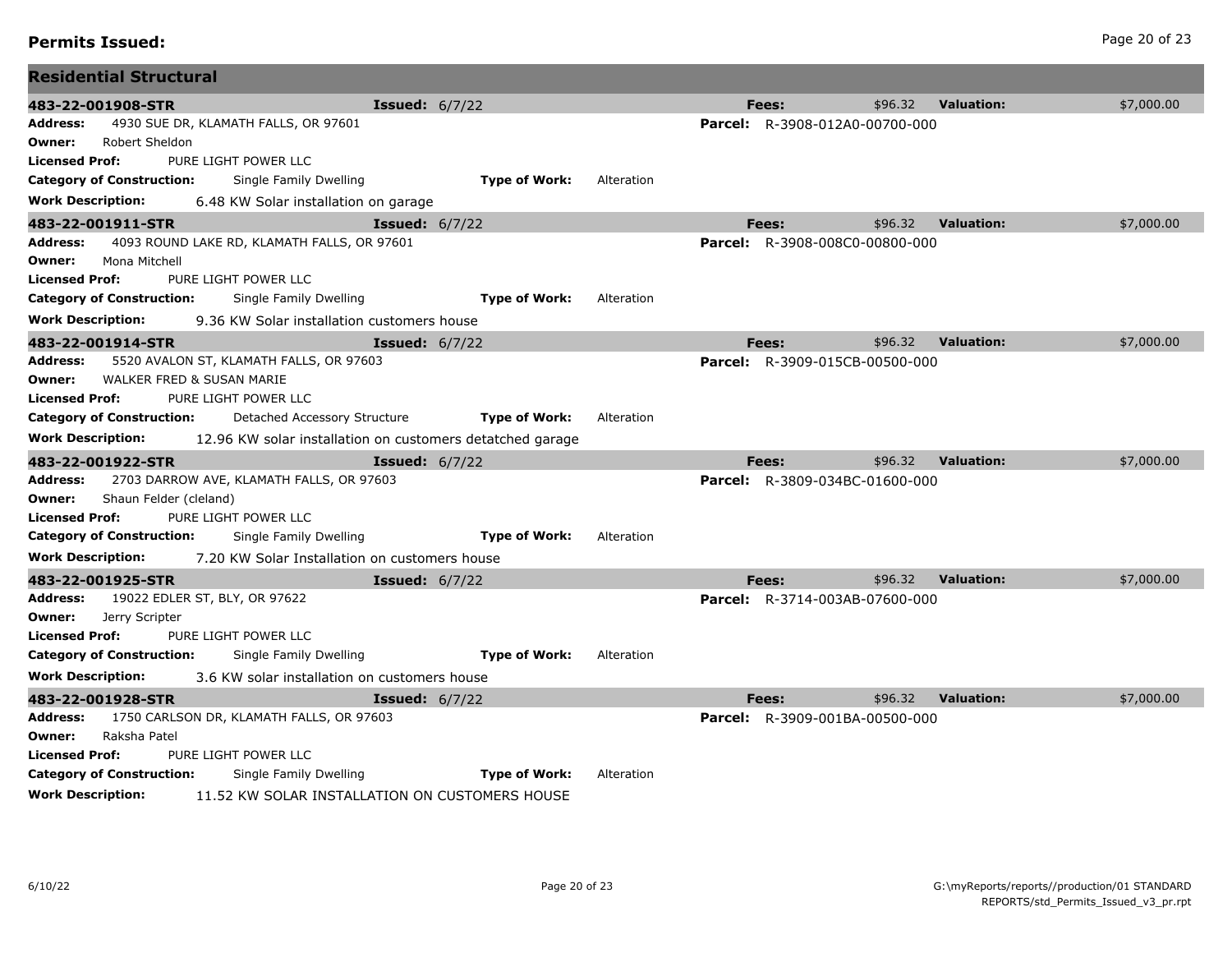## Permits Issued:

### Residential Structural

**483-22-001908-STR** **Issued:** 6/7/22 **Fees:** $96.32 **Valuation:** $7,000.00

**Address:** 4930 SUE DR, KLAMATH FALLS, OR 97601 **Parcel:** R-3908-012A0-00700-000
**Owner:** Robert Sheldon
**Licensed Prof:** PURE LIGHT POWER LLC
**Category of Construction:** Single Family Dwelling **Type of Work:** Alteration
**Work Description:** 6.48 KW Solar installation on garage

**483-22-001911-STR** **Issued:** 6/7/22 **Fees:** $96.32 **Valuation:** $7,000.00

**Address:** 4093 ROUND LAKE RD, KLAMATH FALLS, OR 97601 **Parcel:** R-3908-008C0-00800-000
**Owner:** Mona Mitchell
**Licensed Prof:** PURE LIGHT POWER LLC
**Category of Construction:** Single Family Dwelling **Type of Work:** Alteration
**Work Description:** 9.36 KW Solar installation customers house

**483-22-001914-STR** **Issued:** 6/7/22 **Fees:** $96.32 **Valuation:** $7,000.00

**Address:** 5520 AVALON ST, KLAMATH FALLS, OR 97603 **Parcel:** R-3909-015CB-00500-000
**Owner:** WALKER FRED & SUSAN MARIE
**Licensed Prof:** PURE LIGHT POWER LLC
**Category of Construction:** Detached Accessory Structure **Type of Work:** Alteration
**Work Description:** 12.96 KW solar installation on customers detatched garage

**483-22-001922-STR** **Issued:** 6/7/22 **Fees:** $96.32 **Valuation:** $7,000.00

**Address:** 2703 DARROW AVE, KLAMATH FALLS, OR 97603 **Parcel:** R-3809-034BC-01600-000
**Owner:** Shaun Felder (cleland)
**Licensed Prof:** PURE LIGHT POWER LLC
**Category of Construction:** Single Family Dwelling **Type of Work:** Alteration
**Work Description:** 7.20 KW Solar Installation on customers house

**483-22-001925-STR** **Issued:** 6/7/22 **Fees:** $96.32 **Valuation:** $7,000.00

**Address:** 19022 EDLER ST, BLY, OR 97622 **Parcel:** R-3714-003AB-07600-000
**Owner:** Jerry Scripter
**Licensed Prof:** PURE LIGHT POWER LLC
**Category of Construction:** Single Family Dwelling **Type of Work:** Alteration
**Work Description:** 3.6 KW solar installation on customers house

**483-22-001928-STR** **Issued:** 6/7/22 **Fees:** $96.32 **Valuation:** $7,000.00

**Address:** 1750 CARLSON DR, KLAMATH FALLS, OR 97603 **Parcel:** R-3909-001BA-00500-000
**Owner:** Raksha Patel
**Licensed Prof:** PURE LIGHT POWER LLC
**Category of Construction:** Single Family Dwelling **Type of Work:** Alteration
**Work Description:** 11.52 KW SOLAR INSTALLATION ON CUSTOMERS HOUSE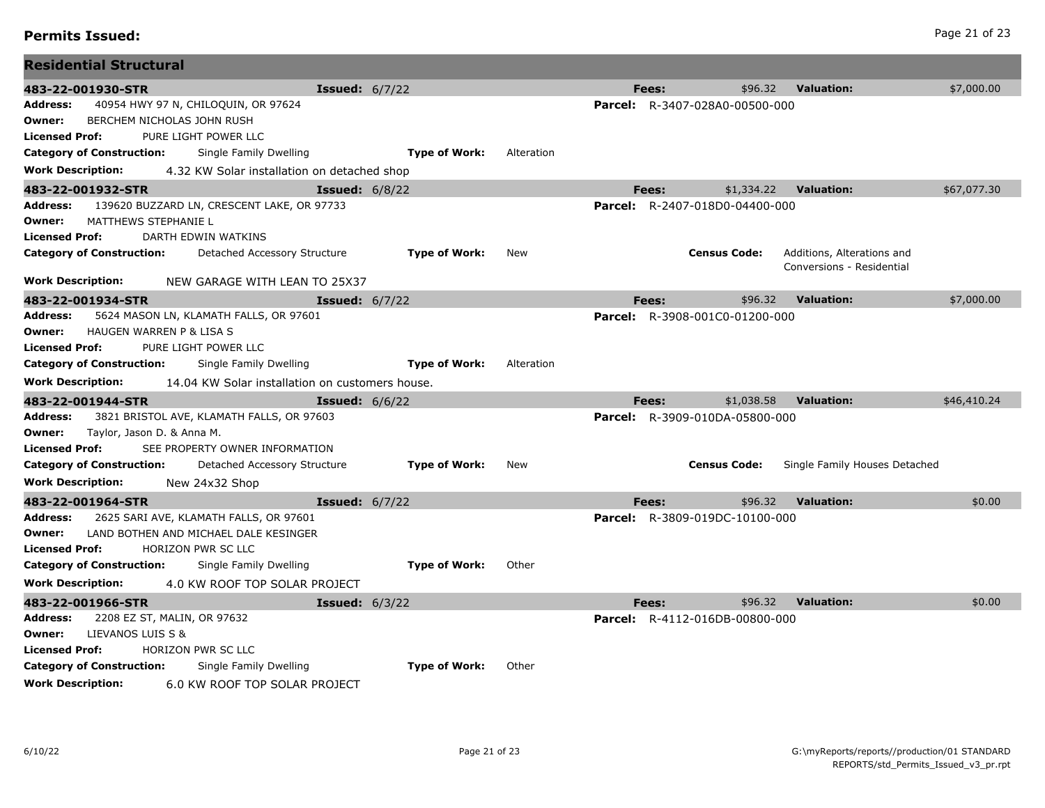## Permits Issued:

### Residential Structural

**483-22-001930-STR** **Issued:** 6/7/22 **Fees:** $96.32 **Valuation:** $7,000.00

**Address:** 40954 HWY 97 N, CHILOQUIN, OR 97624 **Parcel:** R-3407-028A0-00500-000
**Owner:** BERCHEM NICHOLAS JOHN RUSH
**Licensed Prof:** PURE LIGHT POWER LLC
**Category of Construction:** Single Family Dwelling **Type of Work:** Alteration
**Work Description:** 4.32 KW Solar installation on detached shop

**483-22-001932-STR** **Issued:** 6/8/22 **Fees:** $1,334.22 **Valuation:** $67,077.30

**Address:** 139620 BUZZARD LN, CRESCENT LAKE, OR 97733 **Parcel:** R-2407-018D0-04400-000
**Owner:** MATTHEWS STEPHANIE L
**Licensed Prof:** DARTH EDWIN WATKINS
**Category of Construction:** Detached Accessory Structure **Type of Work:** New **Census Code:** Additions, Alterations and Conversions - Residential
**Work Description:** NEW GARAGE WITH LEAN TO 25X37

**483-22-001934-STR** **Issued:** 6/7/22 **Fees:** $96.32 **Valuation:** $7,000.00

**Address:** 5624 MASON LN, KLAMATH FALLS, OR 97601 **Parcel:** R-3908-001C0-01200-000
**Owner:** HAUGEN WARREN P & LISA S
**Licensed Prof:** PURE LIGHT POWER LLC
**Category of Construction:** Single Family Dwelling **Type of Work:** Alteration
**Work Description:** 14.04 KW Solar installation on customers house.

**483-22-001944-STR** **Issued:** 6/6/22 **Fees:** $1,038.58 **Valuation:** $46,410.24

**Address:** 3821 BRISTOL AVE, KLAMATH FALLS, OR 97603 **Parcel:** R-3909-010DA-05800-000
**Owner:** Taylor, Jason D. & Anna M.
**Licensed Prof:** SEE PROPERTY OWNER INFORMATION
**Category of Construction:** Detached Accessory Structure **Type of Work:** New **Census Code:** Single Family Houses Detached
**Work Description:** New 24x32 Shop

**483-22-001964-STR** **Issued:** 6/7/22 **Fees:** $96.32 **Valuation:** $0.00

**Address:** 2625 SARI AVE, KLAMATH FALLS, OR 97601 **Parcel:** R-3809-019DC-10100-000
**Owner:** LAND BOTHEN AND MICHAEL DALE KESINGER
**Licensed Prof:** HORIZON PWR SC LLC
**Category of Construction:** Single Family Dwelling **Type of Work:** Other
**Work Description:** 4.0 KW ROOF TOP SOLAR PROJECT

**483-22-001966-STR** **Issued:** 6/3/22 **Fees:** $96.32 **Valuation:** $0.00

**Address:** 2208 EZ ST, MALIN, OR 97632 **Parcel:** R-4112-016DB-00800-000
**Owner:** LIEVANOS LUIS S &
**Licensed Prof:** HORIZON PWR SC LLC
**Category of Construction:** Single Family Dwelling **Type of Work:** Other
**Work Description:** 6.0 KW ROOF TOP SOLAR PROJECT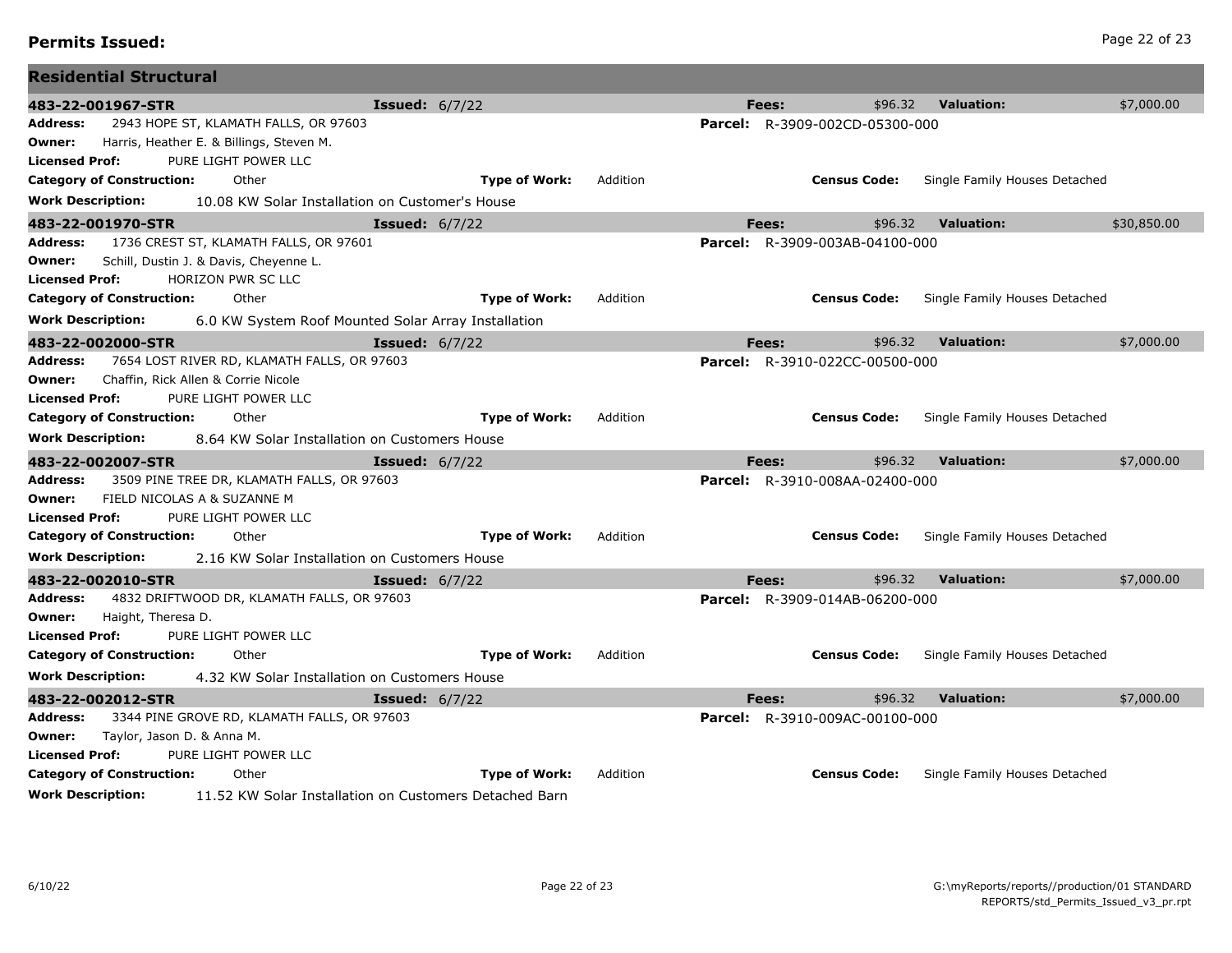## Permits Issued:

### Residential Structural

**483-22-001967-STR** **Issued:** 6/7/22 **Fees:** $96.32 **Valuation:** $7,000.00

**Address:** 2943 HOPE ST, KLAMATH FALLS, OR 97603 **Parcel:** R-3909-002CD-05300-000
**Owner:** Harris, Heather E. & Billings, Steven M.
**Licensed Prof:** PURE LIGHT POWER LLC
**Category of Construction:** Other **Type of Work:** Addition **Census Code:** Single Family Houses Detached
**Work Description:** 10.08 KW Solar Installation on Customer's House

**483-22-001970-STR** **Issued:** 6/7/22 **Fees:** $96.32 **Valuation:** $30,850.00

**Address:** 1736 CREST ST, KLAMATH FALLS, OR 97601 **Parcel:** R-3909-003AB-04100-000
**Owner:** Schill, Dustin J. & Davis, Cheyenne L.
**Licensed Prof:** HORIZON PWR SC LLC
**Category of Construction:** Other **Type of Work:** Addition **Census Code:** Single Family Houses Detached
**Work Description:** 6.0 KW System Roof Mounted Solar Array Installation

**483-22-002000-STR** **Issued:** 6/7/22 **Fees:** $96.32 **Valuation:** $7,000.00

**Address:** 7654 LOST RIVER RD, KLAMATH FALLS, OR 97603 **Parcel:** R-3910-022CC-00500-000
**Owner:** Chaffin, Rick Allen & Corrie Nicole
**Licensed Prof:** PURE LIGHT POWER LLC
**Category of Construction:** Other **Type of Work:** Addition **Census Code:** Single Family Houses Detached
**Work Description:** 8.64 KW Solar Installation on Customers House

**483-22-002007-STR** **Issued:** 6/7/22 **Fees:** $96.32 **Valuation:** $7,000.00

**Address:** 3509 PINE TREE DR, KLAMATH FALLS, OR 97603 **Parcel:** R-3910-008AA-02400-000
**Owner:** FIELD NICOLAS A & SUZANNE M
**Licensed Prof:** PURE LIGHT POWER LLC
**Category of Construction:** Other **Type of Work:** Addition **Census Code:** Single Family Houses Detached
**Work Description:** 2.16 KW Solar Installation on Customers House

**483-22-002010-STR** **Issued:** 6/7/22 **Fees:** $96.32 **Valuation:** $7,000.00

**Address:** 4832 DRIFTWOOD DR, KLAMATH FALLS, OR 97603 **Parcel:** R-3909-014AB-06200-000
**Owner:** Haight, Theresa D.
**Licensed Prof:** PURE LIGHT POWER LLC
**Category of Construction:** Other **Type of Work:** Addition **Census Code:** Single Family Houses Detached
**Work Description:** 4.32 KW Solar Installation on Customers House

**483-22-002012-STR** **Issued:** 6/7/22 **Fees:** $96.32 **Valuation:** $7,000.00

**Address:** 3344 PINE GROVE RD, KLAMATH FALLS, OR 97603 **Parcel:** R-3910-009AC-00100-000
**Owner:** Taylor, Jason D. & Anna M.
**Licensed Prof:** PURE LIGHT POWER LLC
**Category of Construction:** Other **Type of Work:** Addition **Census Code:** Single Family Houses Detached
**Work Description:** 11.52 KW Solar Installation on Customers Detached Barn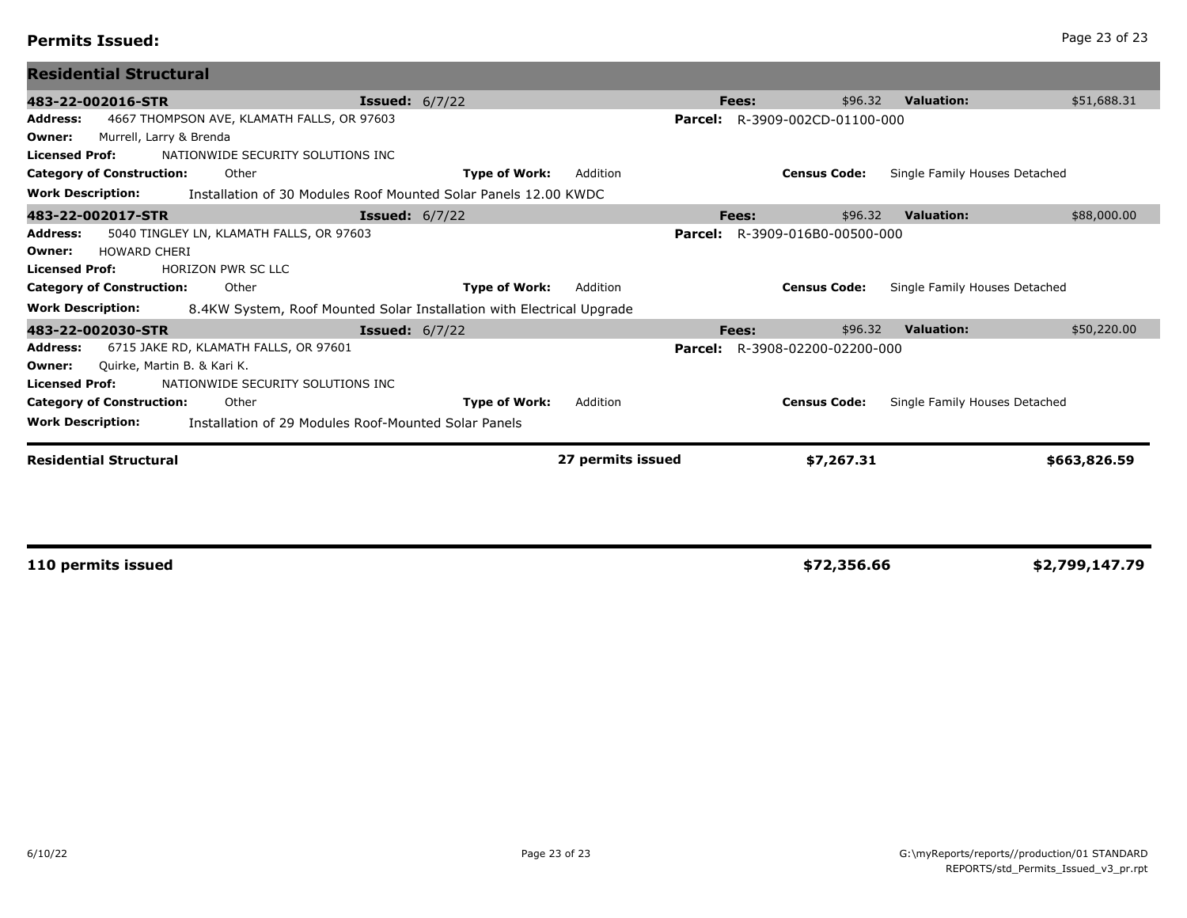**Permits Issued:**

## Residential Structural

**483-22-002016-STR** — **Issued:** 6/7/22 — **Fees:** $96.32 — **Valuation:** $51,688.31

**Address:** 4667 THOMPSON AVE, KLAMATH FALLS, OR 97603 — **Parcel:** R-3909-002CD-01100-000

**Owner:** Murrell, Larry & Brenda

**Licensed Prof:** NATIONWIDE SECURITY SOLUTIONS INC

**Category of Construction:** Other — **Type of Work:** Addition — **Census Code:** Single Family Houses Detached

**Work Description:** Installation of 30 Modules Roof Mounted Solar Panels 12.00 KWDC

**483-22-002017-STR** — **Issued:** 6/7/22 — **Fees:** $96.32 — **Valuation:** $88,000.00

**Address:** 5040 TINGLEY LN, KLAMATH FALLS, OR 97603 — **Parcel:** R-3909-016B0-00500-000

**Owner:** HOWARD CHERI

**Licensed Prof:** HORIZON PWR SC LLC

**Category of Construction:** Other — **Type of Work:** Addition — **Census Code:** Single Family Houses Detached

**Work Description:** 8.4KW System, Roof Mounted Solar Installation with Electrical Upgrade

**483-22-002030-STR** — **Issued:** 6/7/22 — **Fees:** $96.32 — **Valuation:** $50,220.00

**Address:** 6715 JAKE RD, KLAMATH FALLS, OR 97601 — **Parcel:** R-3908-02200-02200-000

**Owner:** Quirke, Martin B. & Kari K.

**Licensed Prof:** NATIONWIDE SECURITY SOLUTIONS INC

**Category of Construction:** Other — **Type of Work:** Addition — **Census Code:** Single Family Houses Detached

**Work Description:** Installation of 29 Modules Roof-Mounted Solar Panels

| | | | |
|---|---|---|---|
| **Residential Structural** | **27 permits issued** | **$7,267.31** | **$663,826.59** |

| | | |
|---|---|---|
| **110 permits issued** | **$72,356.66** | **$2,799,147.79** |

6/10/22

G:\myReports\reports//production/01 STANDARD REPORTS/std_Permits_Issued_v3_pr.rpt